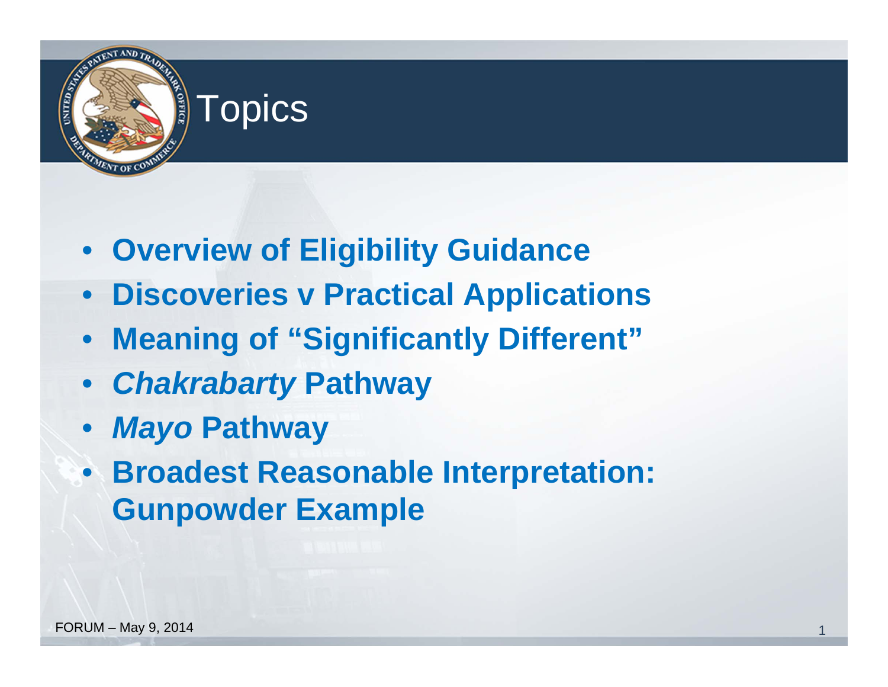# Topics

- **Overview of Eligibility Guidance**
- **Discoveries v Practical Applications**
- **Meaning of "Significantly Different"**
- ***Chakrabarty* Pathway**
- ***Mayo* Pathway**
- **Broadest Reasonable Interpretation: Gunpowder Example**

FORUM – May 9, 2014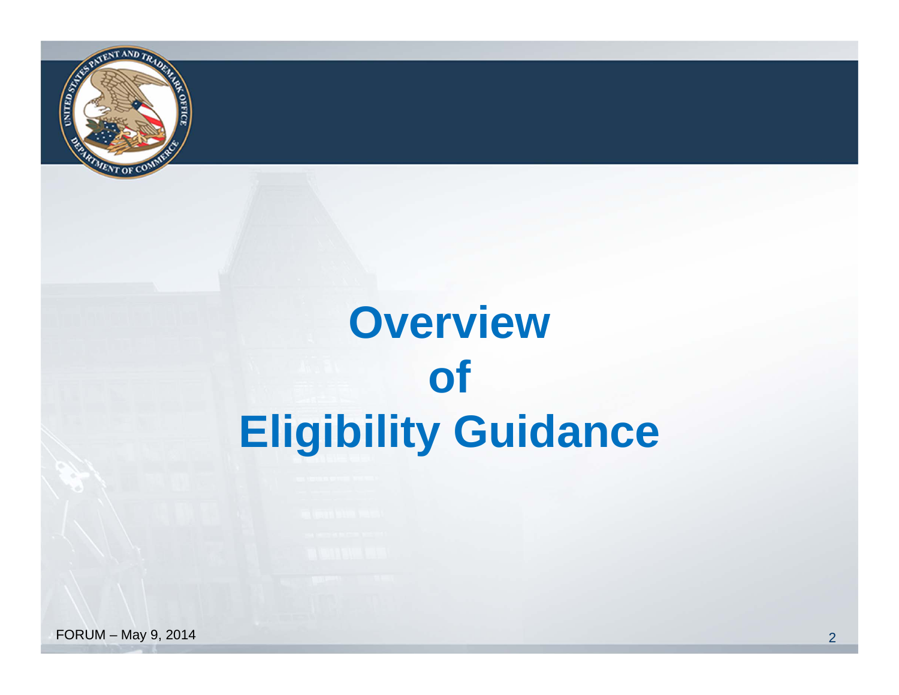# Overview of Eligibility Guidance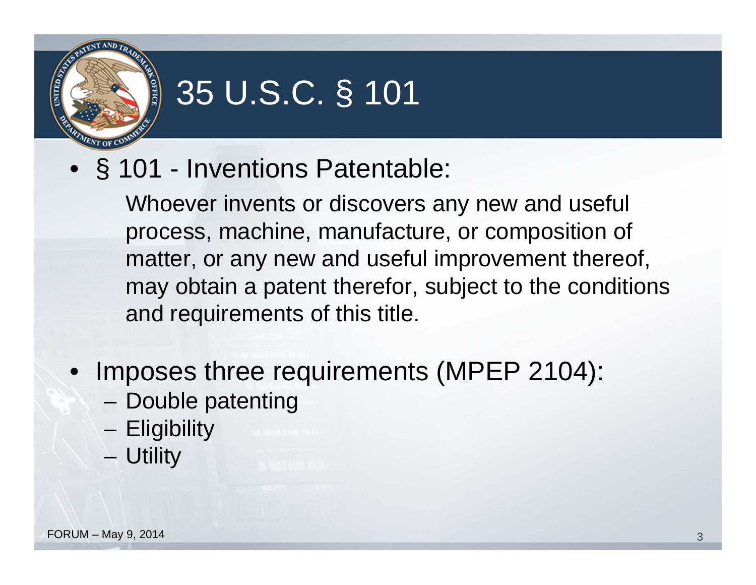# 35 U.S.C. § 101

- § 101 - Inventions Patentable:

  Whoever invents or discovers any new and useful process, machine, manufacture, or composition of matter, or any new and useful improvement thereof, may obtain a patent therefor, subject to the conditions and requirements of this title.

- Imposes three requirements (MPEP 2104):
  - Double patenting
  - Eligibility
  - Utility

FORUM – May 9, 2014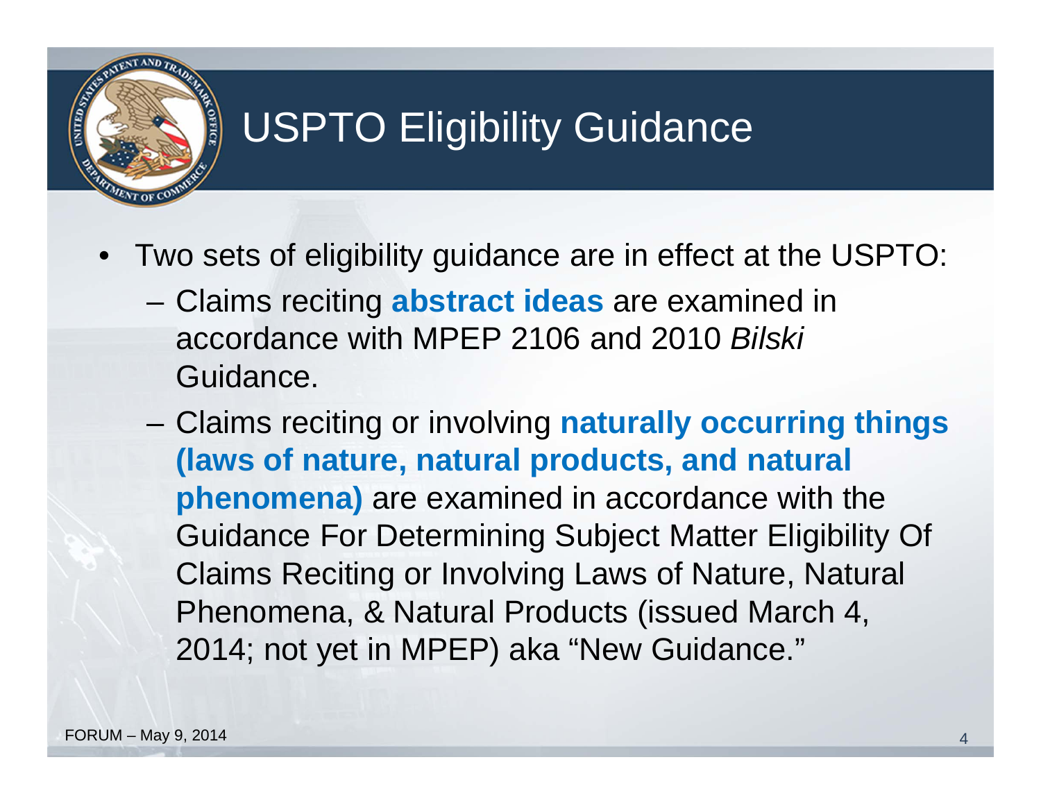# USPTO Eligibility Guidance

- Two sets of eligibility guidance are in effect at the USPTO:
  - Claims reciting **abstract ideas** are examined in accordance with MPEP 2106 and 2010 *Bilski* Guidance.
  - Claims reciting or involving **naturally occurring things (laws of nature, natural products, and natural phenomena)** are examined in accordance with the Guidance For Determining Subject Matter Eligibility Of Claims Reciting or Involving Laws of Nature, Natural Phenomena, & Natural Products (issued March 4, 2014; not yet in MPEP) aka "New Guidance."

FORUM – May 9, 2014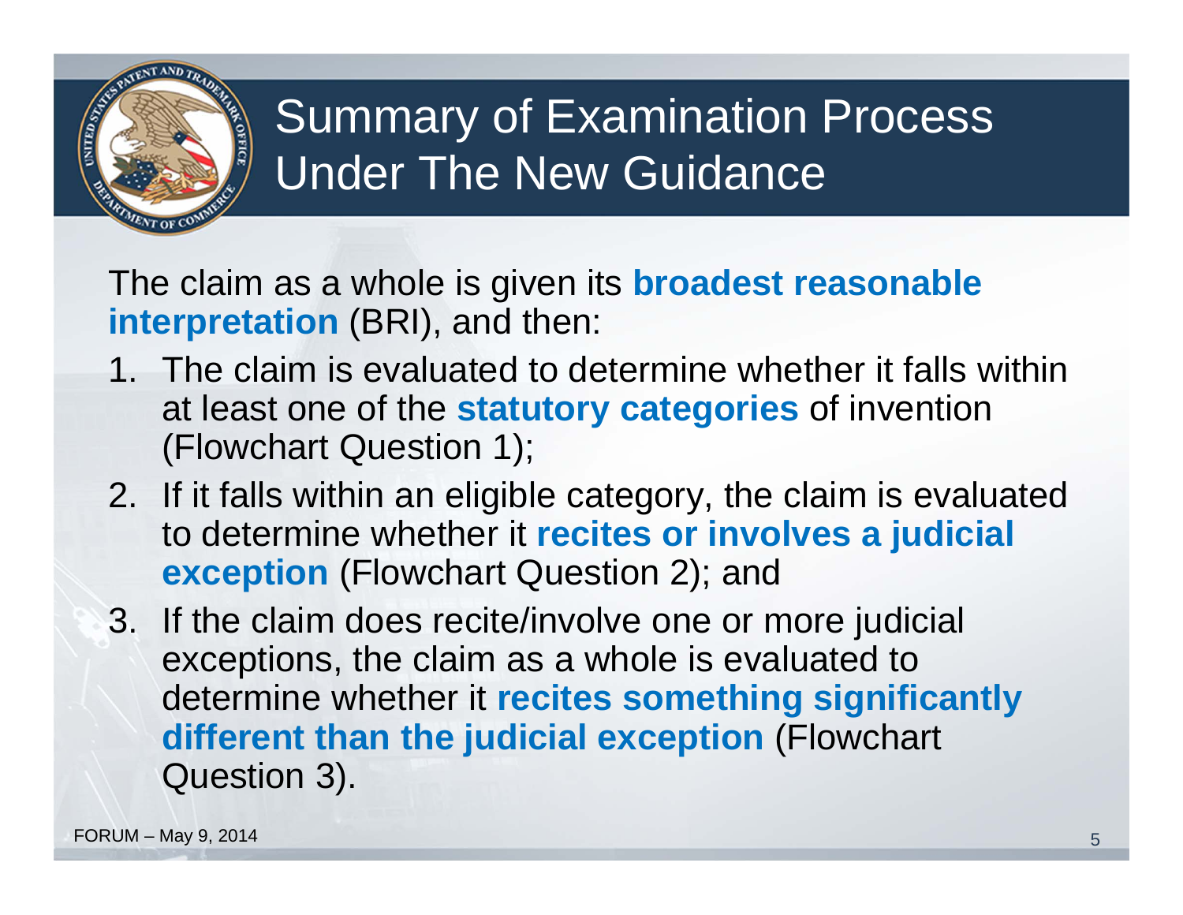# Summary of Examination Process Under The New Guidance

The claim as a whole is given its **broadest reasonable interpretation** (BRI), and then:

1. The claim is evaluated to determine whether it falls within at least one of the **statutory categories** of invention (Flowchart Question 1);
2. If it falls within an eligible category, the claim is evaluated to determine whether it **recites or involves a judicial exception** (Flowchart Question 2); and
3. If the claim does recite/involve one or more judicial exceptions, the claim as a whole is evaluated to determine whether it **recites something significantly different than the judicial exception** (Flowchart Question 3).

FORUM – May 9, 2014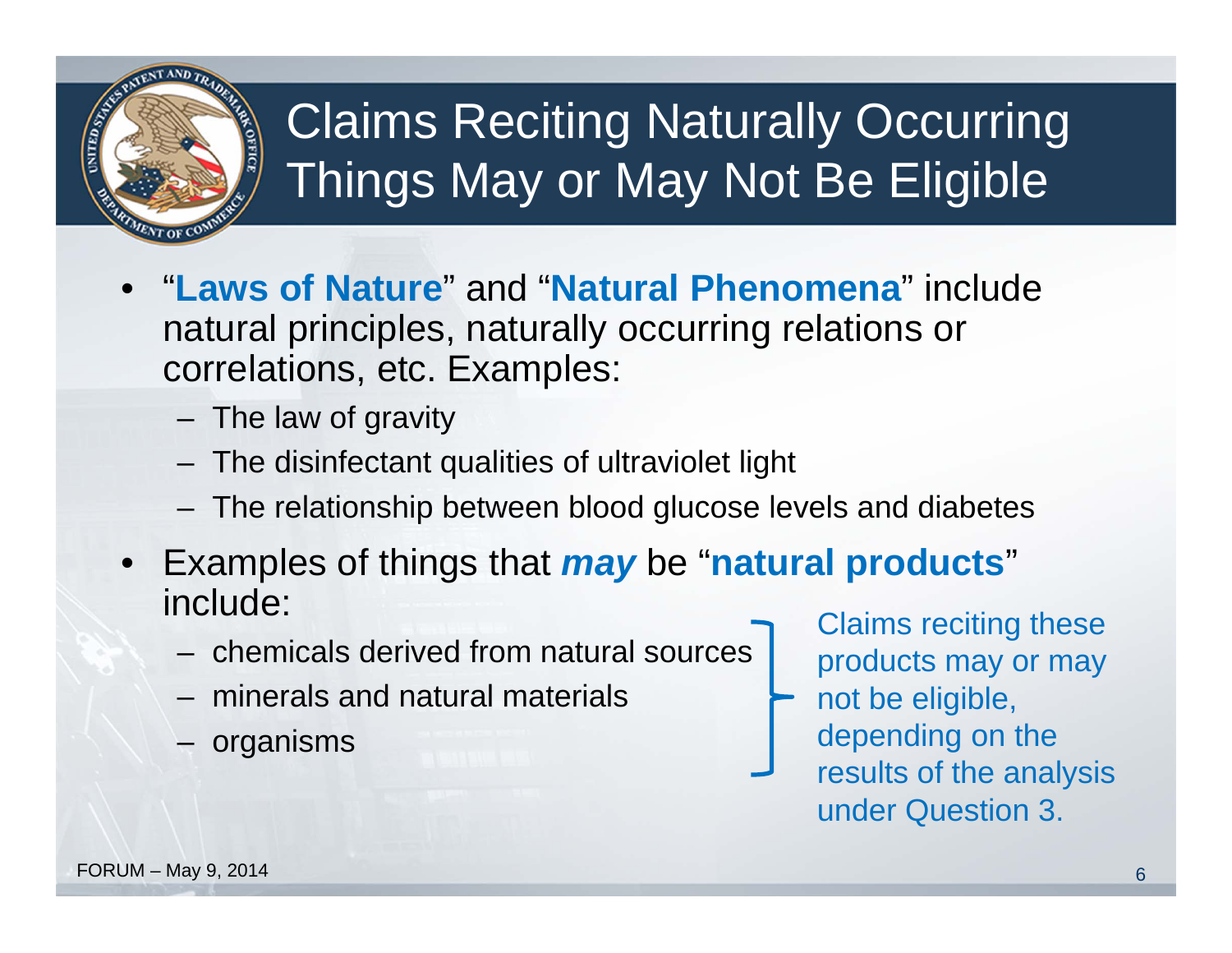# Claims Reciting Naturally Occurring Things May or May Not Be Eligible

- "**Laws of Nature**" and "**Natural Phenomena**" include natural principles, naturally occurring relations or correlations, etc. Examples:
  - The law of gravity
  - The disinfectant qualities of ultraviolet light
  - The relationship between blood glucose levels and diabetes
- Examples of things that ***may*** be "**natural products**" include:
  - chemicals derived from natural sources
  - minerals and natural materials
  - organisms

Claims reciting these products may or may not be eligible, depending on the results of the analysis under Question 3.

FORUM – May 9, 2014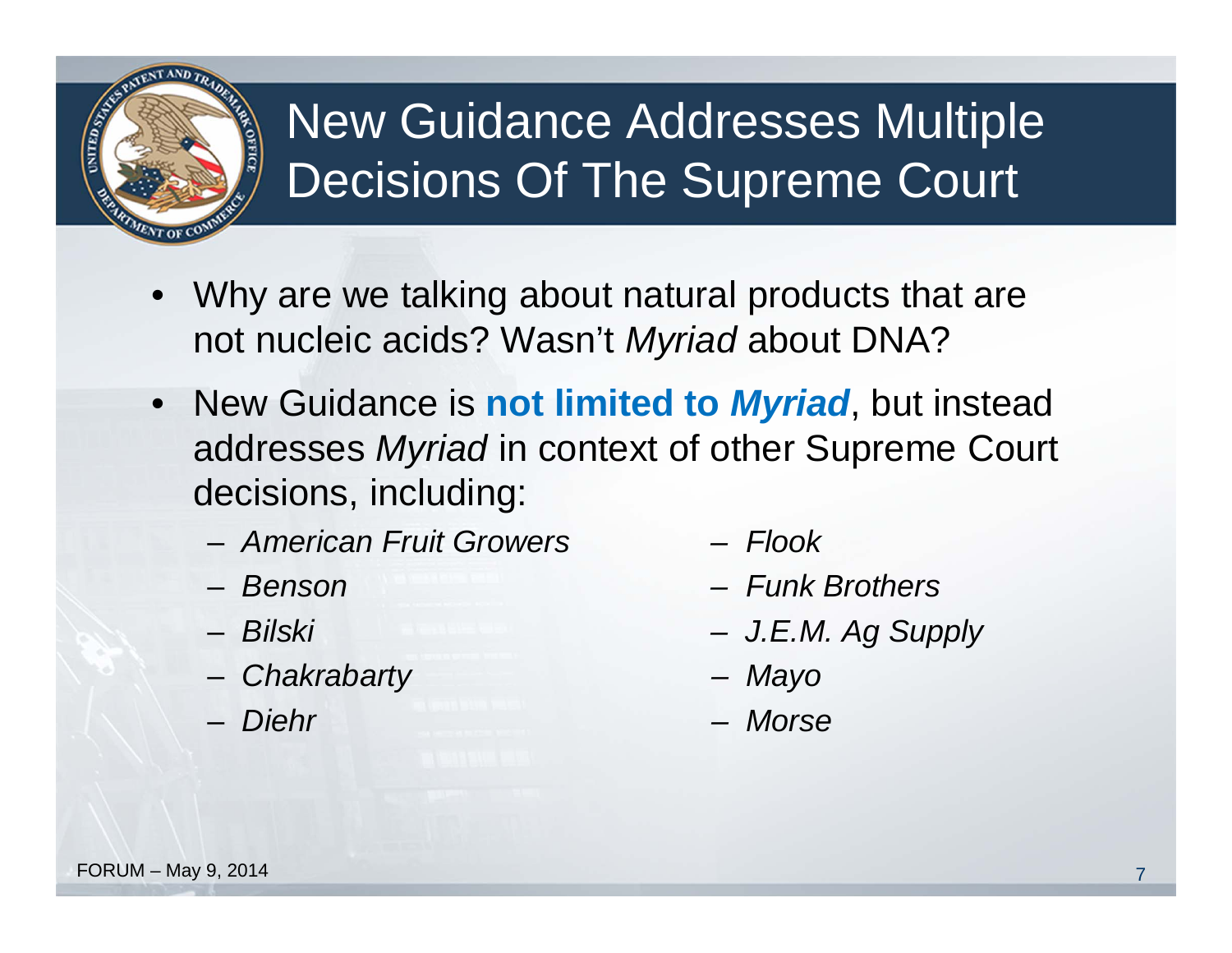# New Guidance Addresses Multiple Decisions Of The Supreme Court

- Why are we talking about natural products that are not nucleic acids? Wasn't *Myriad* about DNA?
- New Guidance is **not limited to *Myriad***, but instead addresses *Myriad* in context of other Supreme Court decisions, including:
  - *American Fruit Growers*
  - *Benson*
  - *Bilski*
  - *Chakrabarty*
  - *Diehr*
  - *Flook*
  - *Funk Brothers*
  - *J.E.M. Ag Supply*
  - *Mayo*
  - *Morse*

FORUM – May 9, 2014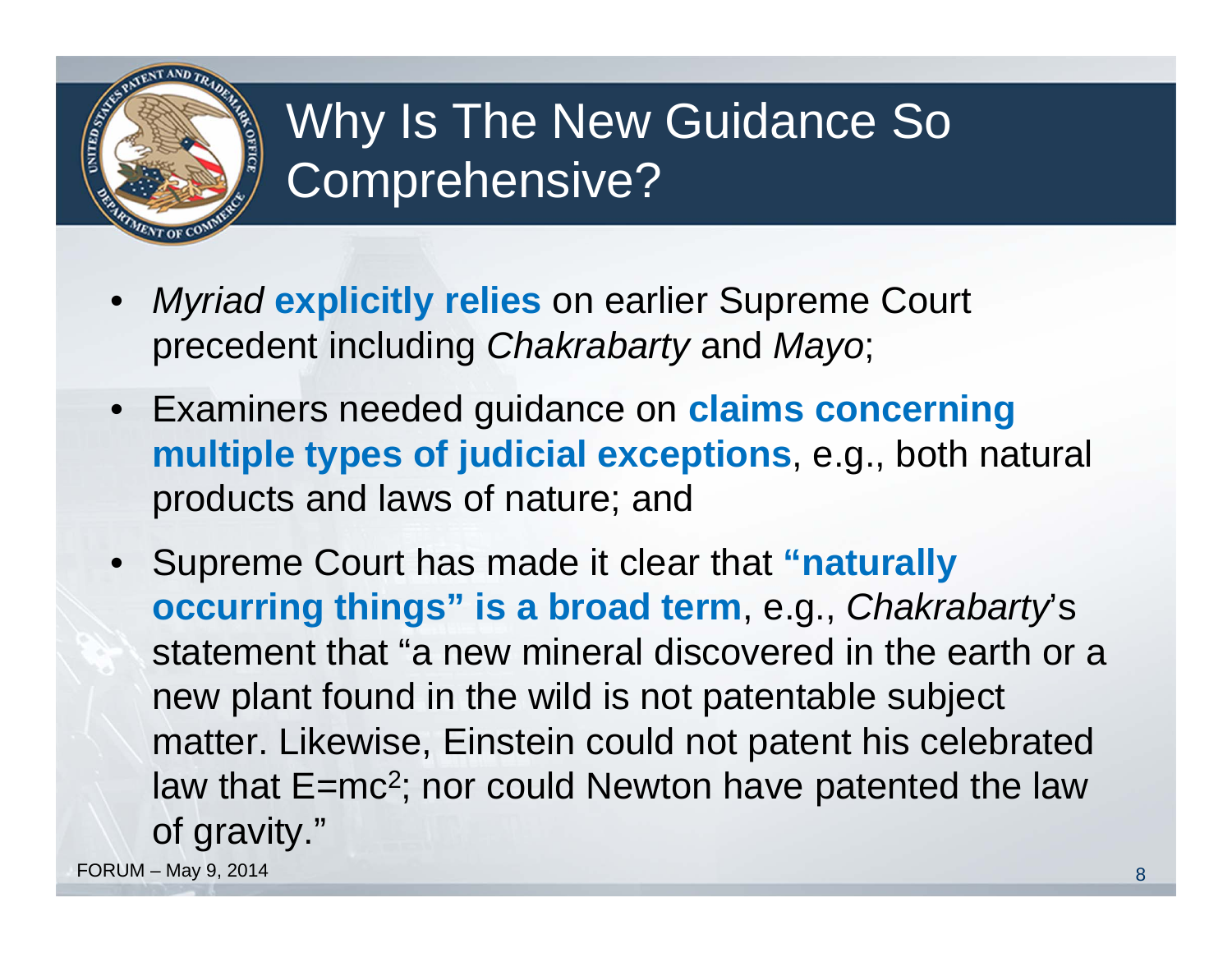# Why Is The New Guidance So Comprehensive?

- *Myriad* **explicitly relies** on earlier Supreme Court precedent including *Chakrabarty* and *Mayo*;
- Examiners needed guidance on **claims concerning multiple types of judicial exceptions**, e.g., both natural products and laws of nature; and
- Supreme Court has made it clear that **"naturally occurring things" is a broad term**, e.g., *Chakrabarty*'s statement that "a new mineral discovered in the earth or a new plant found in the wild is not patentable subject matter. Likewise, Einstein could not patent his celebrated law that $E=mc^2$; nor could Newton have patented the law of gravity."

FORUM – May 9, 2014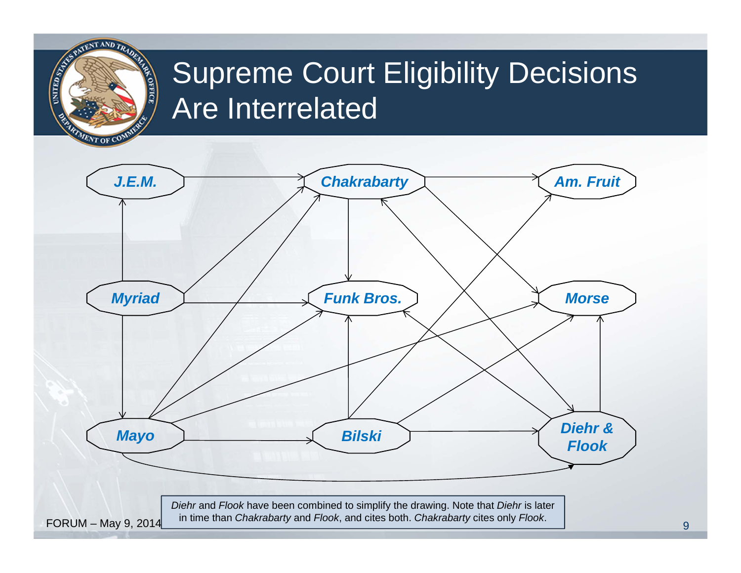# Supreme Court Eligibility Decisions Are Interrelated

*J.E.M.*

*Chakrabarty*

*Am. Fruit*

*Myriad*

*Funk Bros.*

*Morse*

*Mayo*

*Bilski*

*Diehr & Flook*

*Diehr* and *Flook* have been combined to simplify the drawing. Note that *Diehr* is later in time than *Chakrabarty* and *Flook*, and cites both. *Chakrabarty* cites only *Flook*.

FORUM – May 9, 2014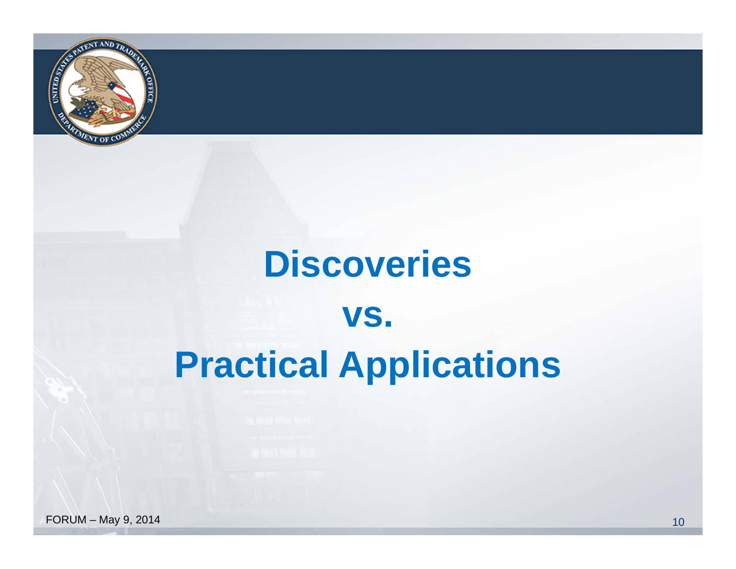# Discoveries

# vs.

# Practical Applications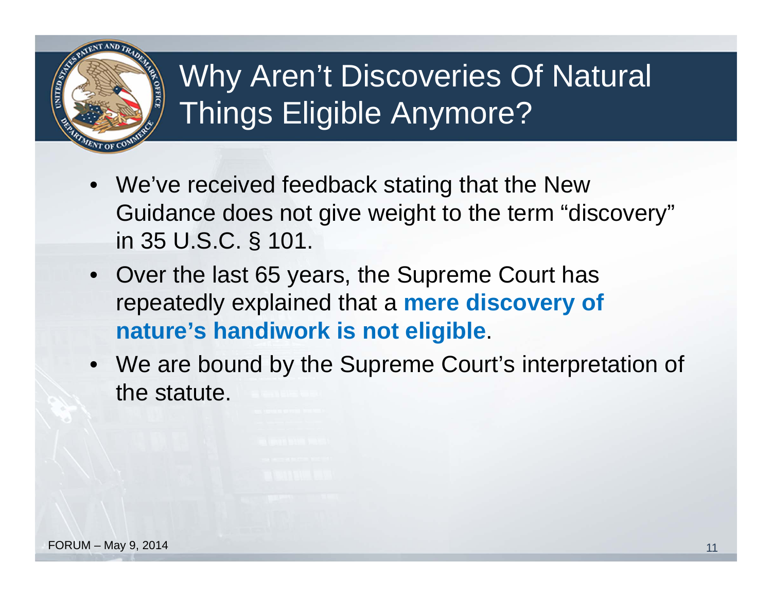# Why Aren't Discoveries Of Natural Things Eligible Anymore?

- We've received feedback stating that the New Guidance does not give weight to the term "discovery" in 35 U.S.C. § 101.
- Over the last 65 years, the Supreme Court has repeatedly explained that a **mere discovery of nature's handiwork is not eligible**.
- We are bound by the Supreme Court's interpretation of the statute.

FORUM – May 9, 2014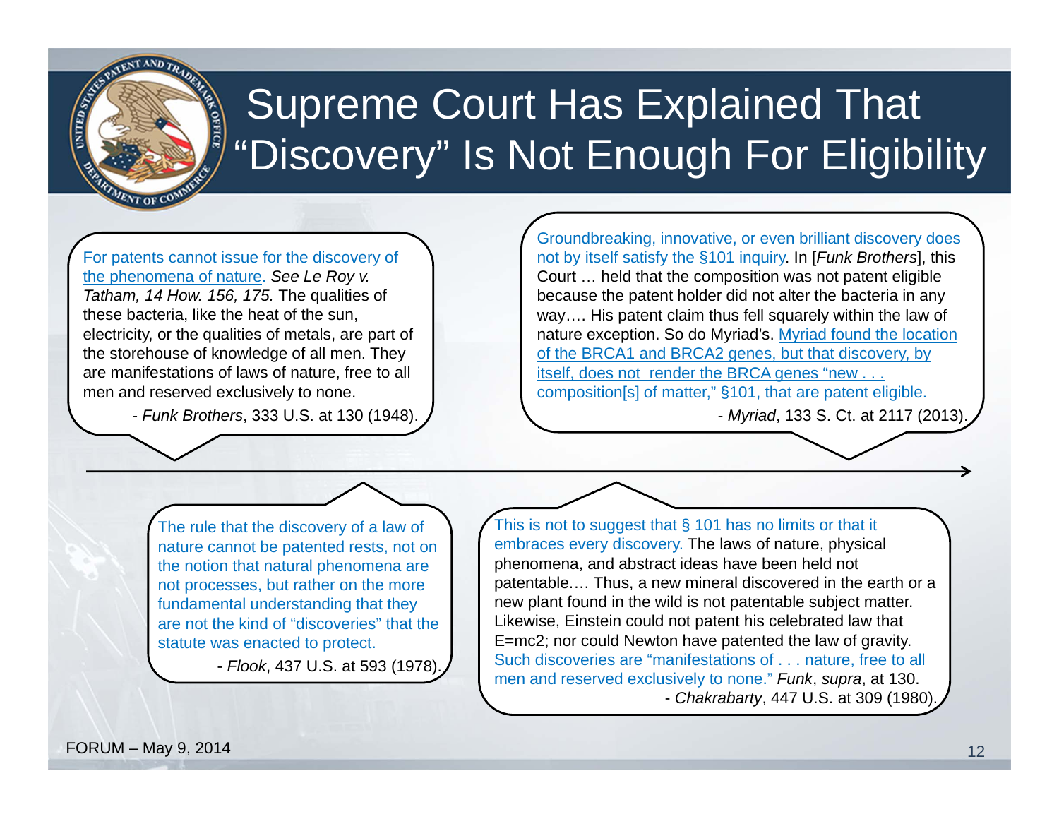# Supreme Court Has Explained That "Discovery" Is Not Enough For Eligibility

For patents cannot issue for the discovery of the phenomena of nature. *See Le Roy v. Tatham, 14 How. 156, 175.* The qualities of these bacteria, like the heat of the sun, electricity, or the qualities of metals, are part of the storehouse of knowledge of all men. They are manifestations of laws of nature, free to all men and reserved exclusively to none.

- *Funk Brothers*, 333 U.S. at 130 (1948).

The rule that the discovery of a law of nature cannot be patented rests, not on the notion that natural phenomena are not processes, but rather on the more fundamental understanding that they are not the kind of "discoveries" that the statute was enacted to protect.

- *Flook*, 437 U.S. at 593 (1978).

This is not to suggest that § 101 has no limits or that it embraces every discovery. The laws of nature, physical phenomena, and abstract ideas have been held not patentable.… Thus, a new mineral discovered in the earth or a new plant found in the wild is not patentable subject matter. Likewise, Einstein could not patent his celebrated law that E=mc2; nor could Newton have patented the law of gravity. Such discoveries are "manifestations of . . . nature, free to all men and reserved exclusively to none." *Funk*, *supra*, at 130.

- *Chakrabarty*, 447 U.S. at 309 (1980).

Groundbreaking, innovative, or even brilliant discovery does not by itself satisfy the §101 inquiry. In [*Funk Brothers*], this Court … held that the composition was not patent eligible because the patent holder did not alter the bacteria in any way…. His patent claim thus fell squarely within the law of nature exception. So do Myriad's. Myriad found the location of the BRCA1 and BRCA2 genes, but that discovery, by itself, does not render the BRCA genes "new . . . composition[s] of matter," §101, that are patent eligible.

- *Myriad*, 133 S. Ct. at 2117 (2013).

FORUM – May 9, 2014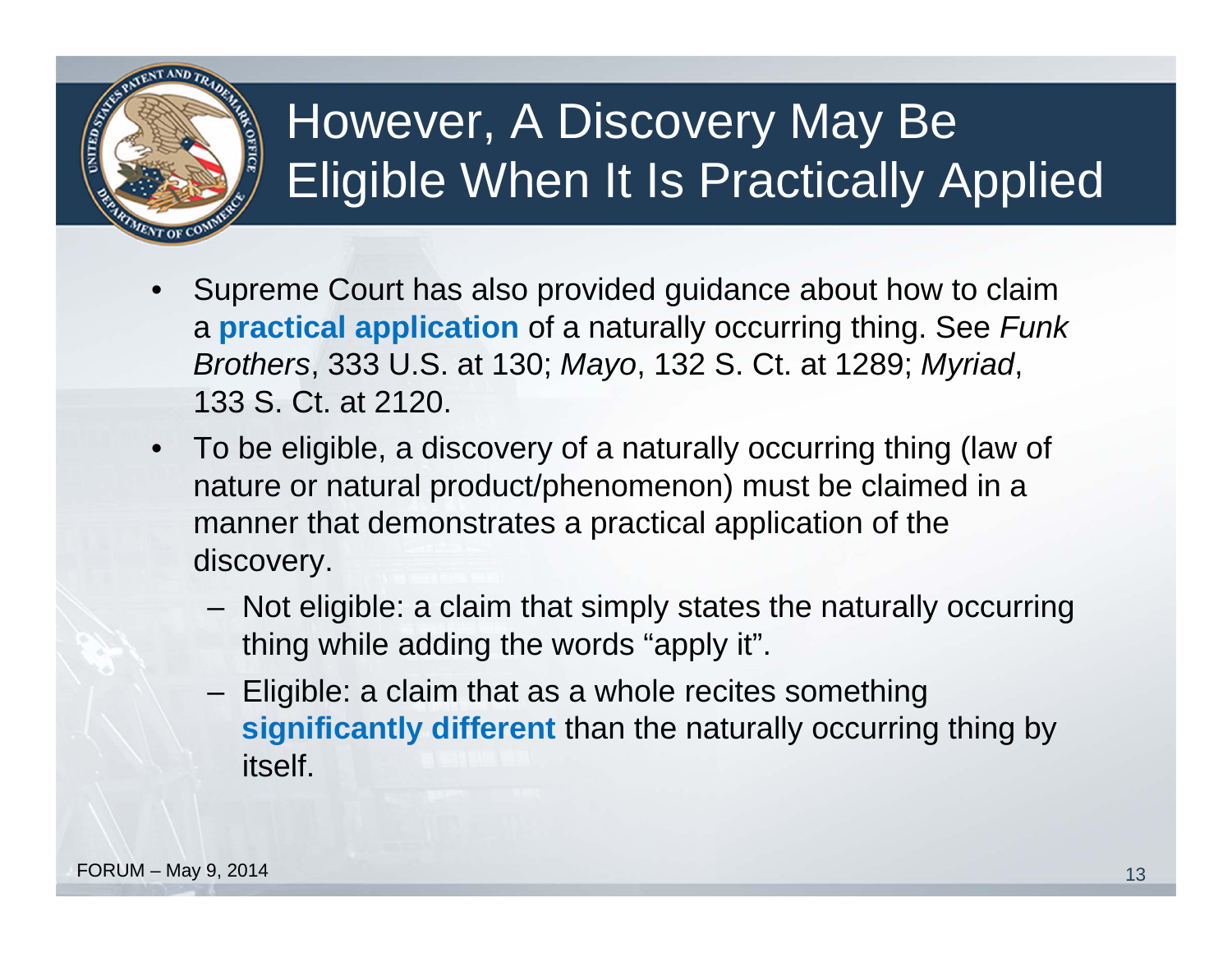# However, A Discovery May Be Eligible When It Is Practically Applied

- Supreme Court has also provided guidance about how to claim a **practical application** of a naturally occurring thing. See *Funk Brothers*, 333 U.S. at 130; *Mayo*, 132 S. Ct. at 1289; *Myriad*, 133 S. Ct. at 2120.
- To be eligible, a discovery of a naturally occurring thing (law of nature or natural product/phenomenon) must be claimed in a manner that demonstrates a practical application of the discovery.
  - Not eligible: a claim that simply states the naturally occurring thing while adding the words "apply it".
  - Eligible: a claim that as a whole recites something **significantly different** than the naturally occurring thing by itself.

FORUM – May 9, 2014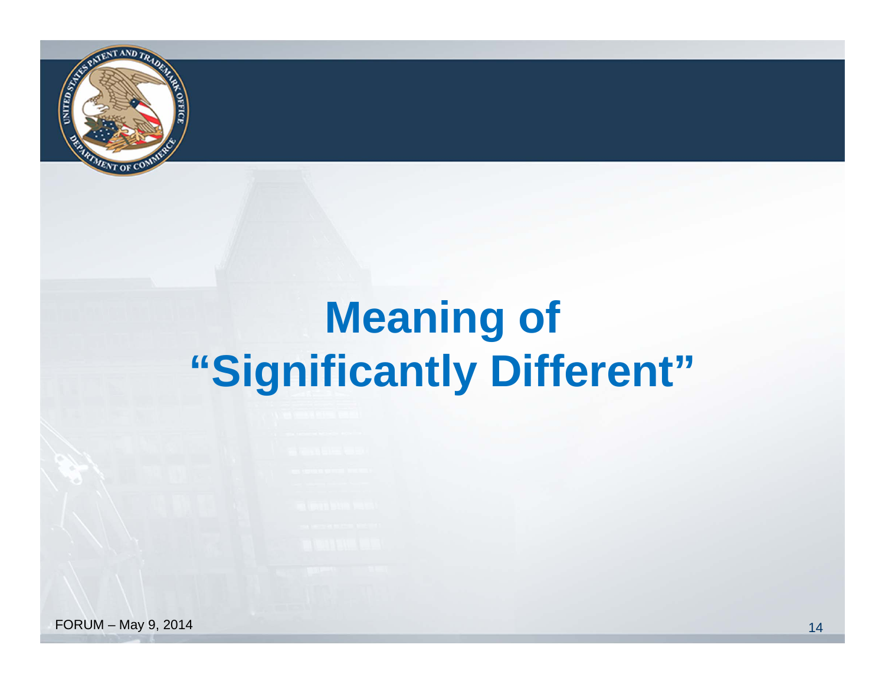# Meaning of "Significantly Different"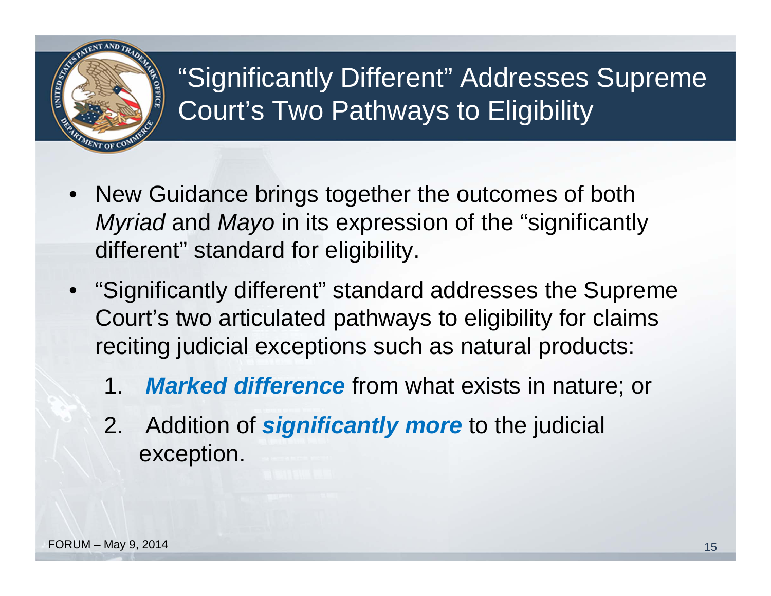# "Significantly Different" Addresses Supreme Court's Two Pathways to Eligibility

- New Guidance brings together the outcomes of both *Myriad* and *Mayo* in its expression of the "significantly different" standard for eligibility.
- "Significantly different" standard addresses the Supreme Court's two articulated pathways to eligibility for claims reciting judicial exceptions such as natural products:
  1. ***Marked difference*** from what exists in nature; or
  2. Addition of ***significantly more*** to the judicial exception.

FORUM – May 9, 2014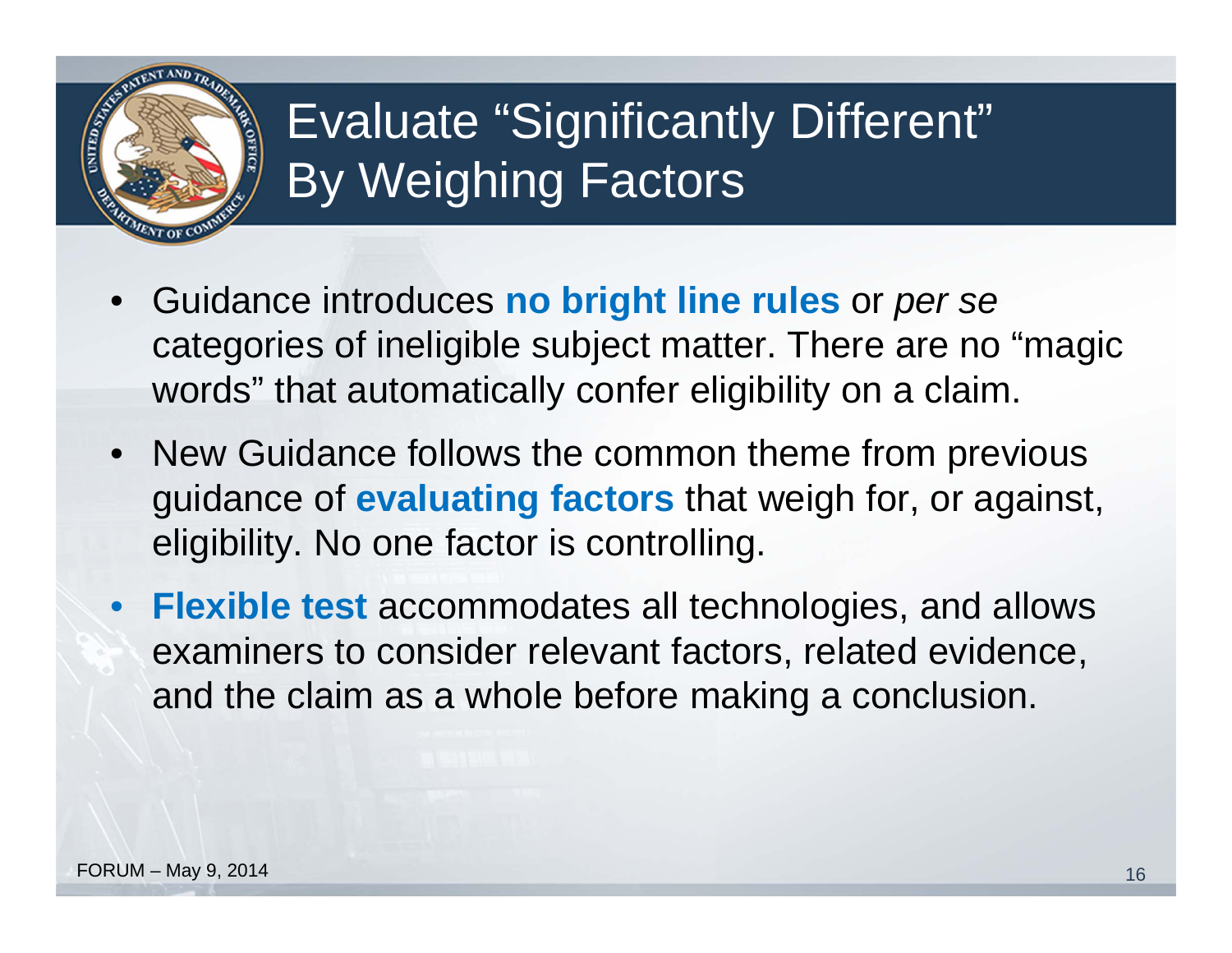# Evaluate "Significantly Different" By Weighing Factors

- Guidance introduces **no bright line rules** or *per se* categories of ineligible subject matter. There are no "magic words" that automatically confer eligibility on a claim.
- New Guidance follows the common theme from previous guidance of **evaluating factors** that weigh for, or against, eligibility. No one factor is controlling.
- **Flexible test** accommodates all technologies, and allows examiners to consider relevant factors, related evidence, and the claim as a whole before making a conclusion.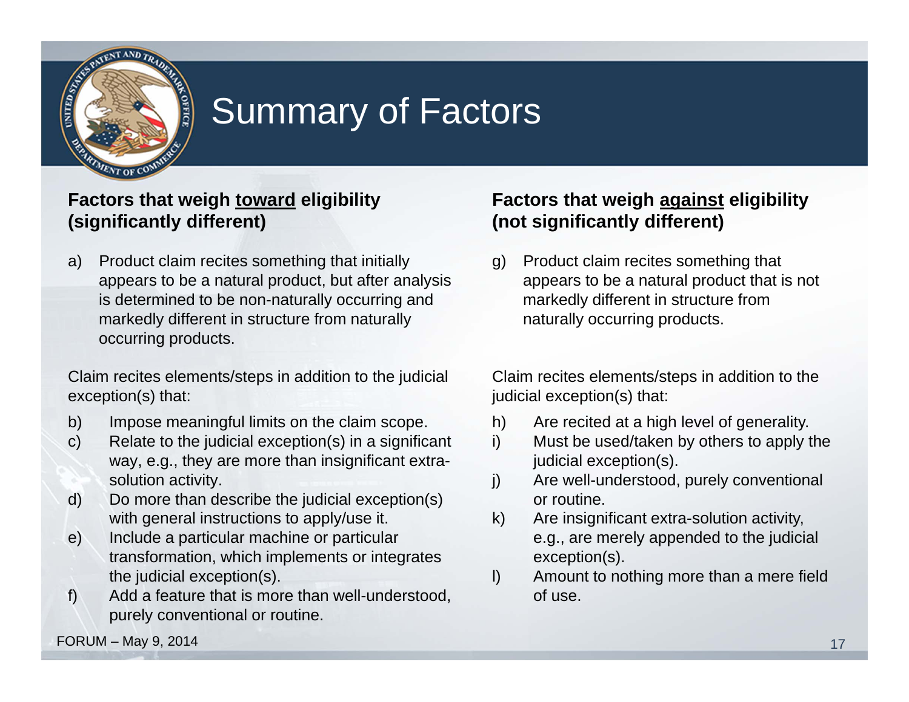# Summary of Factors

**Factors that weigh toward eligibility (significantly different)**

a) Product claim recites something that initially appears to be a natural product, but after analysis is determined to be non-naturally occurring and markedly different in structure from naturally occurring products.

Claim recites elements/steps in addition to the judicial exception(s) that:

b) Impose meaningful limits on the claim scope.
c) Relate to the judicial exception(s) in a significant way, e.g., they are more than insignificant extra-solution activity.
d) Do more than describe the judicial exception(s) with general instructions to apply/use it.
e) Include a particular machine or particular transformation, which implements or integrates the judicial exception(s).
f) Add a feature that is more than well-understood, purely conventional or routine.

**Factors that weigh against eligibility (not significantly different)**

g) Product claim recites something that appears to be a natural product that is not markedly different in structure from naturally occurring products.

Claim recites elements/steps in addition to the judicial exception(s) that:

h) Are recited at a high level of generality.
i) Must be used/taken by others to apply the judicial exception(s).
j) Are well-understood, purely conventional or routine.
k) Are insignificant extra-solution activity, e.g., are merely appended to the judicial exception(s).
l) Amount to nothing more than a mere field of use.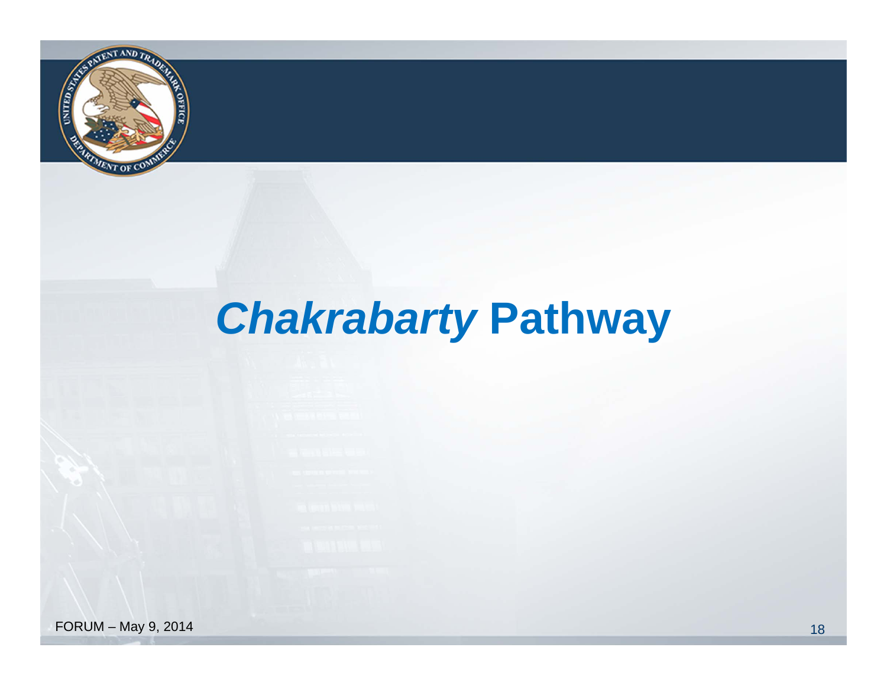# *Chakrabarty* Pathway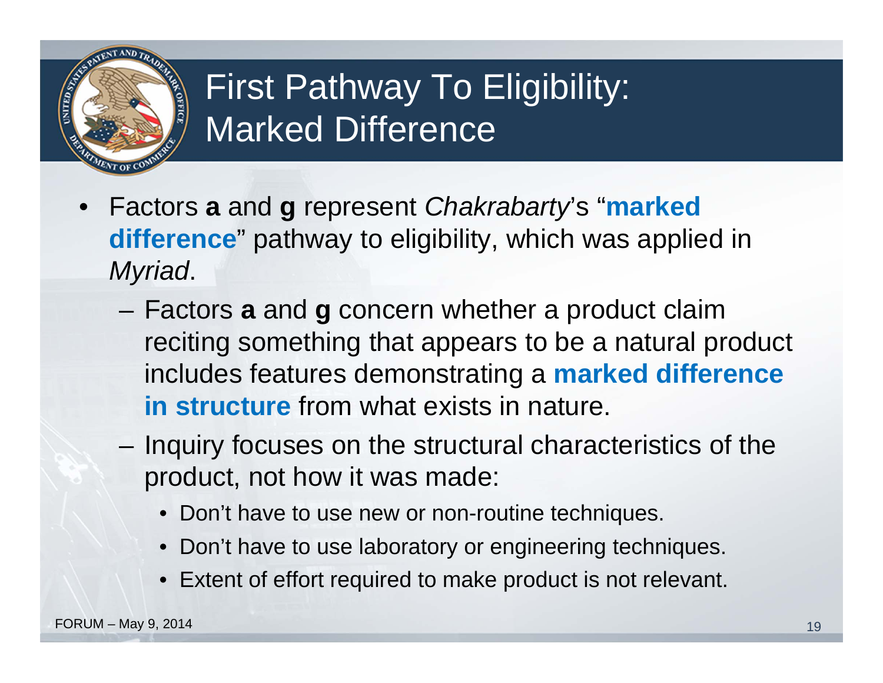# First Pathway To Eligibility: Marked Difference

- Factors **a** and **g** represent *Chakrabarty*'s "**marked difference**" pathway to eligibility, which was applied in *Myriad*.
  - Factors **a** and **g** concern whether a product claim reciting something that appears to be a natural product includes features demonstrating a **marked difference in structure** from what exists in nature.
  - Inquiry focuses on the structural characteristics of the product, not how it was made:
    - Don't have to use new or non-routine techniques.
    - Don't have to use laboratory or engineering techniques.
    - Extent of effort required to make product is not relevant.

FORUM – May 9, 2014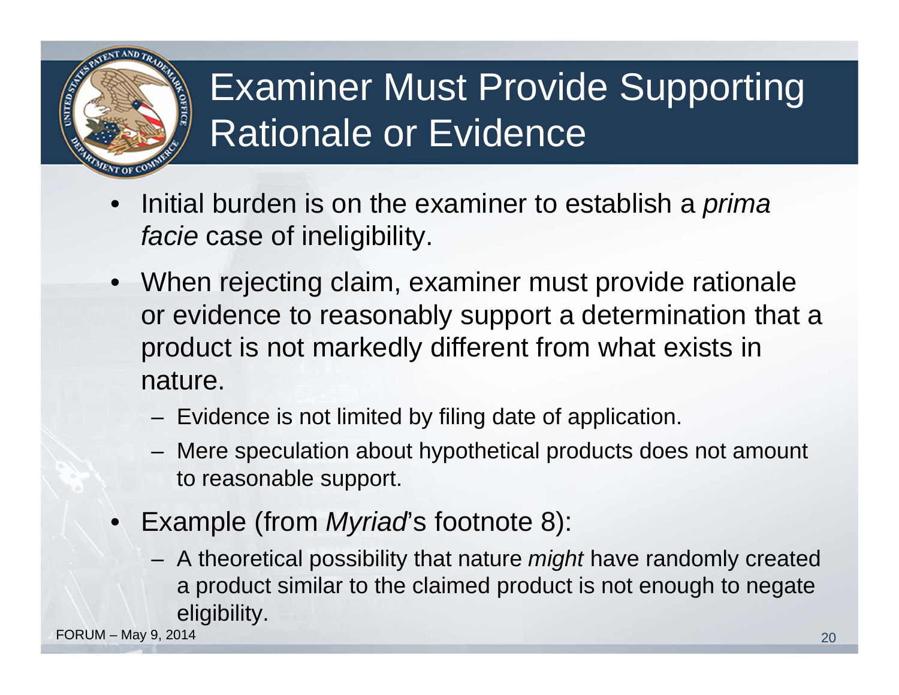# Examiner Must Provide Supporting Rationale or Evidence

- Initial burden is on the examiner to establish a *prima facie* case of ineligibility.
- When rejecting claim, examiner must provide rationale or evidence to reasonably support a determination that a product is not markedly different from what exists in nature.
  - Evidence is not limited by filing date of application.
  - Mere speculation about hypothetical products does not amount to reasonable support.
- Example (from *Myriad*'s footnote 8):
  - A theoretical possibility that nature *might* have randomly created a product similar to the claimed product is not enough to negate eligibility.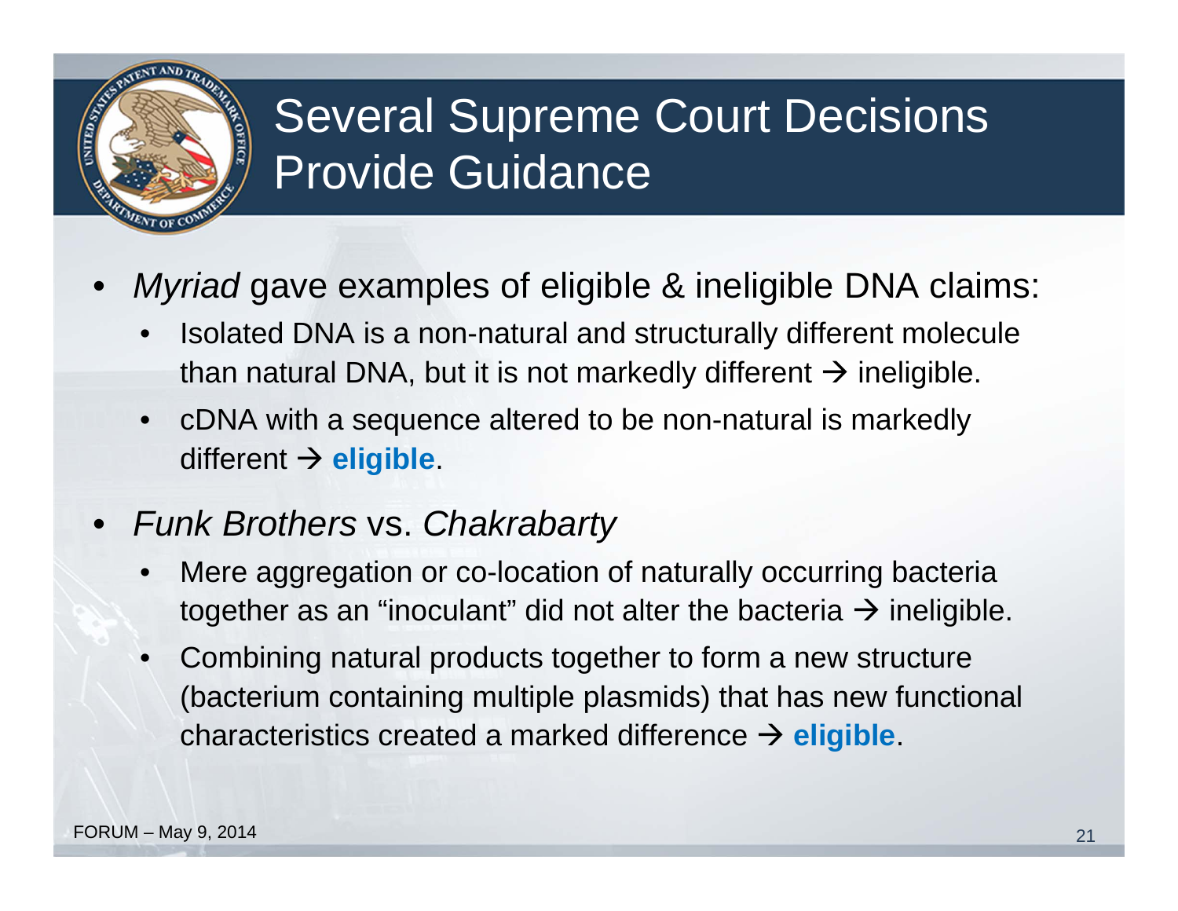# Several Supreme Court Decisions Provide Guidance

- *Myriad* gave examples of eligible & ineligible DNA claims:
  - Isolated DNA is a non-natural and structurally different molecule than natural DNA, but it is not markedly different → ineligible.
  - cDNA with a sequence altered to be non-natural is markedly different → **eligible**.
- *Funk Brothers* vs. *Chakrabarty*
  - Mere aggregation or co-location of naturally occurring bacteria together as an "inoculant" did not alter the bacteria → ineligible.
  - Combining natural products together to form a new structure (bacterium containing multiple plasmids) that has new functional characteristics created a marked difference → **eligible**.

FORUM – May 9, 2014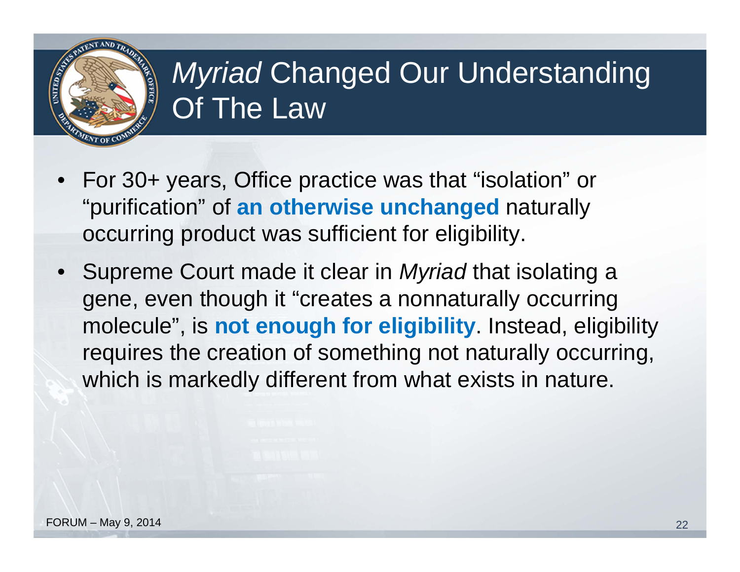# *Myriad* Changed Our Understanding Of The Law

- For 30+ years, Office practice was that "isolation" or "purification" of **an otherwise unchanged** naturally occurring product was sufficient for eligibility.
- Supreme Court made it clear in *Myriad* that isolating a gene, even though it "creates a nonnaturally occurring molecule", is **not enough for eligibility**. Instead, eligibility requires the creation of something not naturally occurring, which is markedly different from what exists in nature.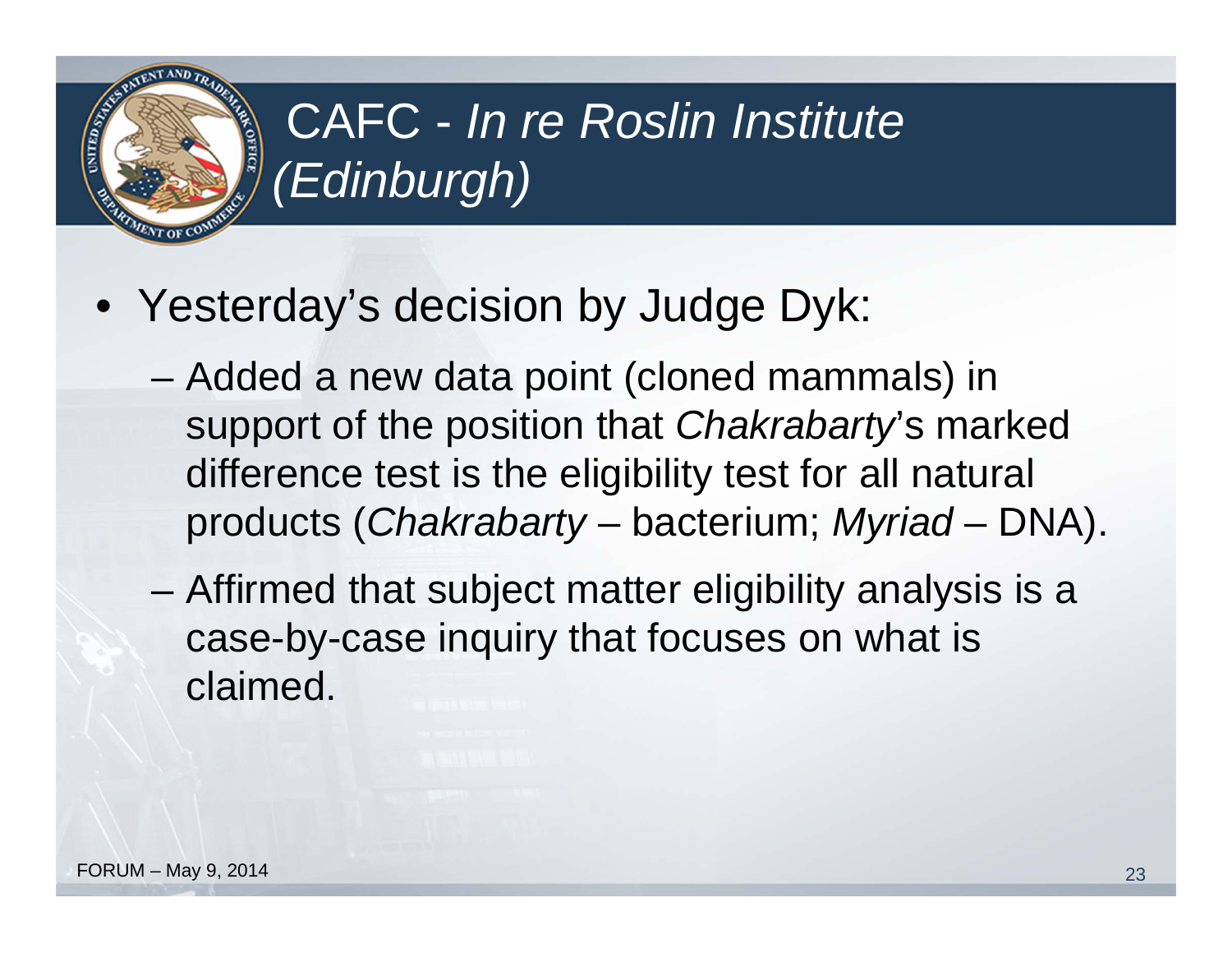# CAFC - *In re Roslin Institute (Edinburgh)*

- Yesterday's decision by Judge Dyk:
  - Added a new data point (cloned mammals) in support of the position that *Chakrabarty*'s marked difference test is the eligibility test for all natural products (*Chakrabarty* – bacterium; *Myriad* – DNA).
  - Affirmed that subject matter eligibility analysis is a case-by-case inquiry that focuses on what is claimed.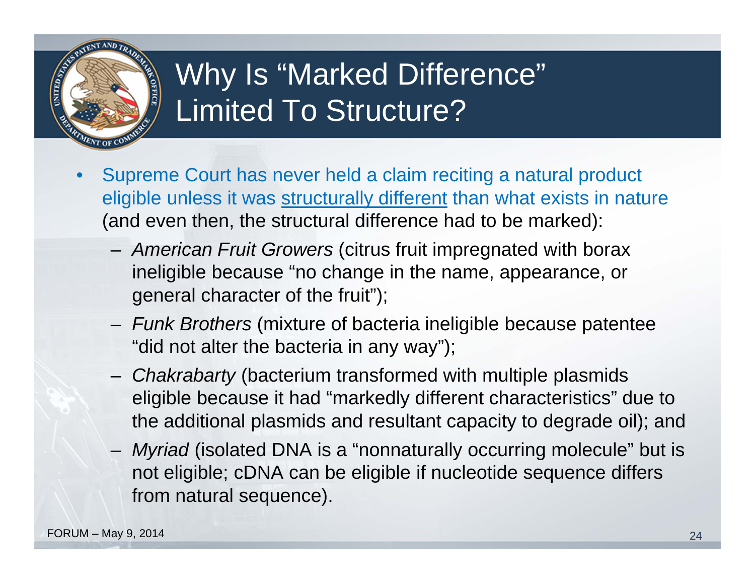# Why Is "Marked Difference" Limited To Structure?

- Supreme Court has never held a claim reciting a natural product eligible unless it was <u>structurally different</u> than what exists in nature (and even then, the structural difference had to be marked):
  - *American Fruit Growers* (citrus fruit impregnated with borax ineligible because "no change in the name, appearance, or general character of the fruit");
  - *Funk Brothers* (mixture of bacteria ineligible because patentee "did not alter the bacteria in any way");
  - *Chakrabarty* (bacterium transformed with multiple plasmids eligible because it had "markedly different characteristics" due to the additional plasmids and resultant capacity to degrade oil); and
  - *Myriad* (isolated DNA is a "nonnaturally occurring molecule" but is not eligible; cDNA can be eligible if nucleotide sequence differs from natural sequence).

FORUM – May 9, 2014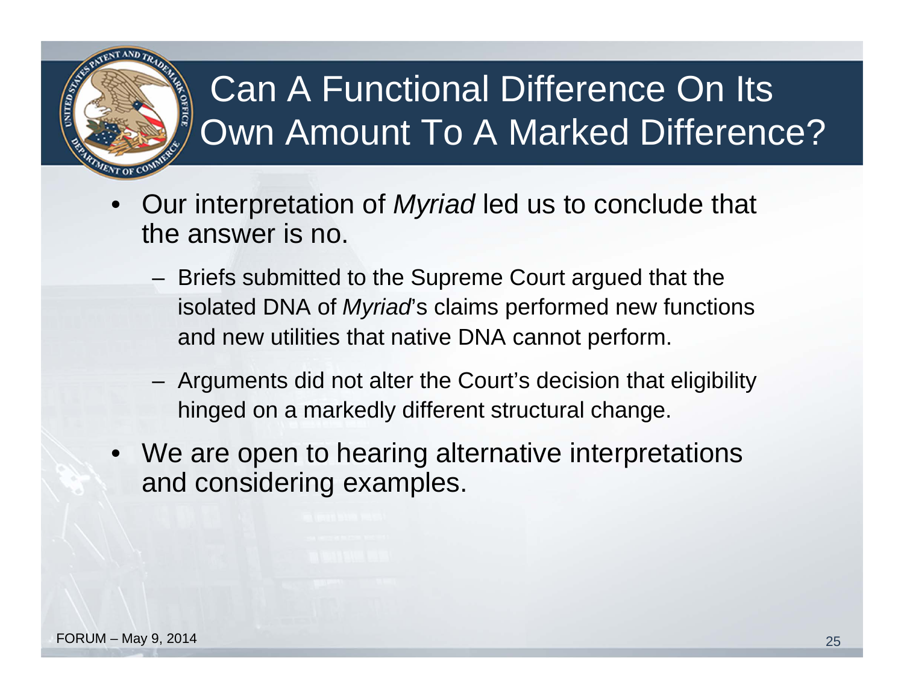# Can A Functional Difference On Its Own Amount To A Marked Difference?

- Our interpretation of *Myriad* led us to conclude that the answer is no.
  - Briefs submitted to the Supreme Court argued that the isolated DNA of *Myriad*'s claims performed new functions and new utilities that native DNA cannot perform.
  - Arguments did not alter the Court's decision that eligibility hinged on a markedly different structural change.
- We are open to hearing alternative interpretations and considering examples.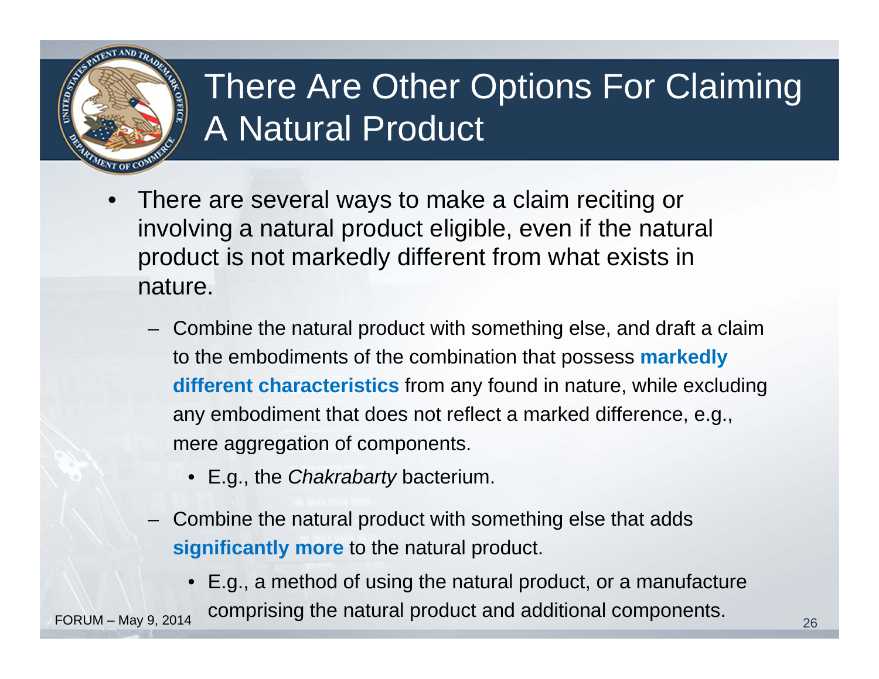# There Are Other Options For Claiming A Natural Product

- There are several ways to make a claim reciting or involving a natural product eligible, even if the natural product is not markedly different from what exists in nature.
  - Combine the natural product with something else, and draft a claim to the embodiments of the combination that possess **markedly different characteristics** from any found in nature, while excluding any embodiment that does not reflect a marked difference, e.g., mere aggregation of components.
    - E.g., the *Chakrabarty* bacterium.
  - Combine the natural product with something else that adds **significantly more** to the natural product.
    - E.g., a method of using the natural product, or a manufacture comprising the natural product and additional components.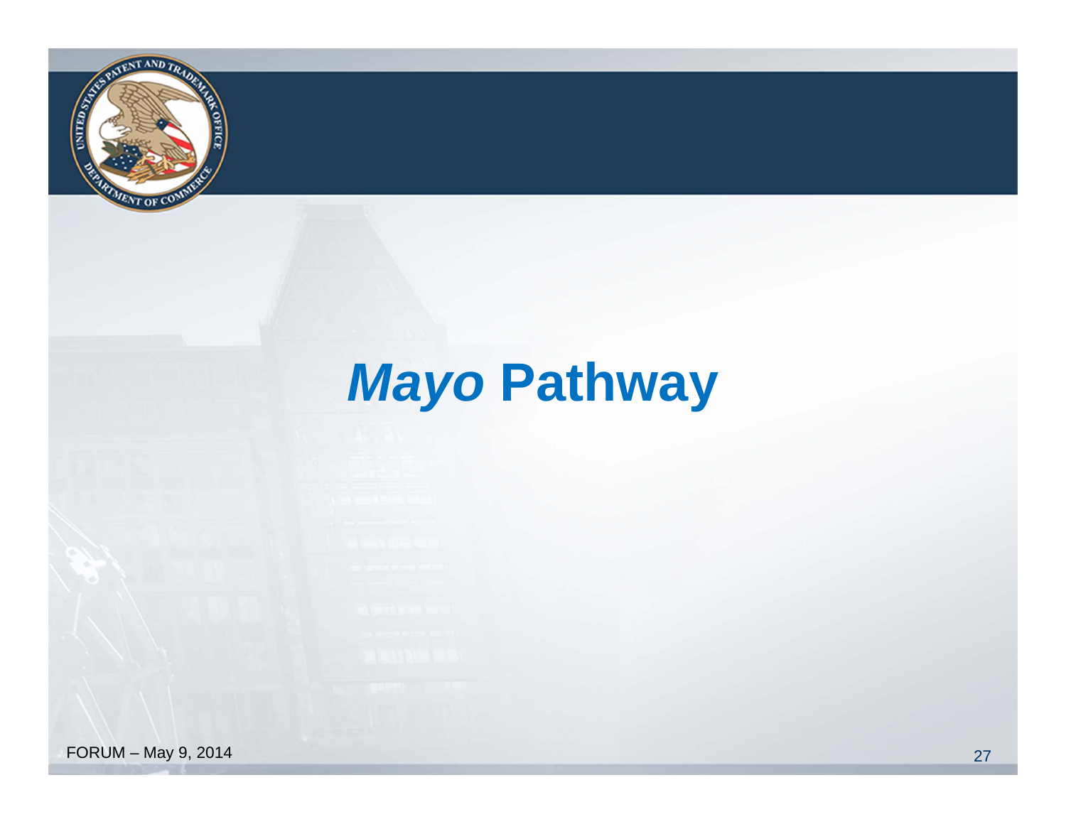# *Mayo* Pathway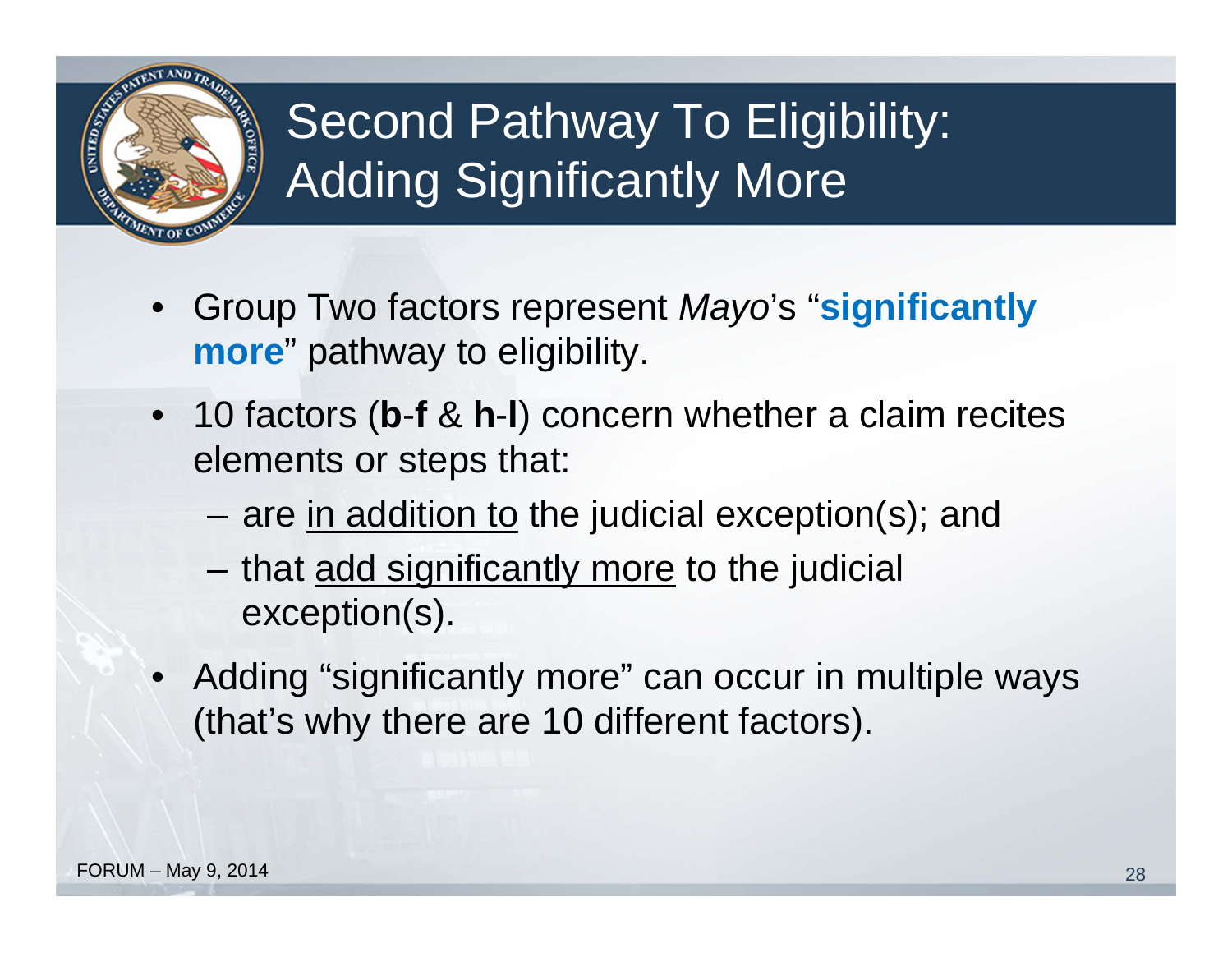# Second Pathway To Eligibility: Adding Significantly More

- Group Two factors represent *Mayo*'s "**significantly more**" pathway to eligibility.
- 10 factors (**b**-**f** & **h**-**l**) concern whether a claim recites elements or steps that:
  - are <u>in addition to</u> the judicial exception(s); and
  - that <u>add significantly more</u> to the judicial exception(s).
- Adding "significantly more" can occur in multiple ways (that's why there are 10 different factors).

FORUM – May 9, 2014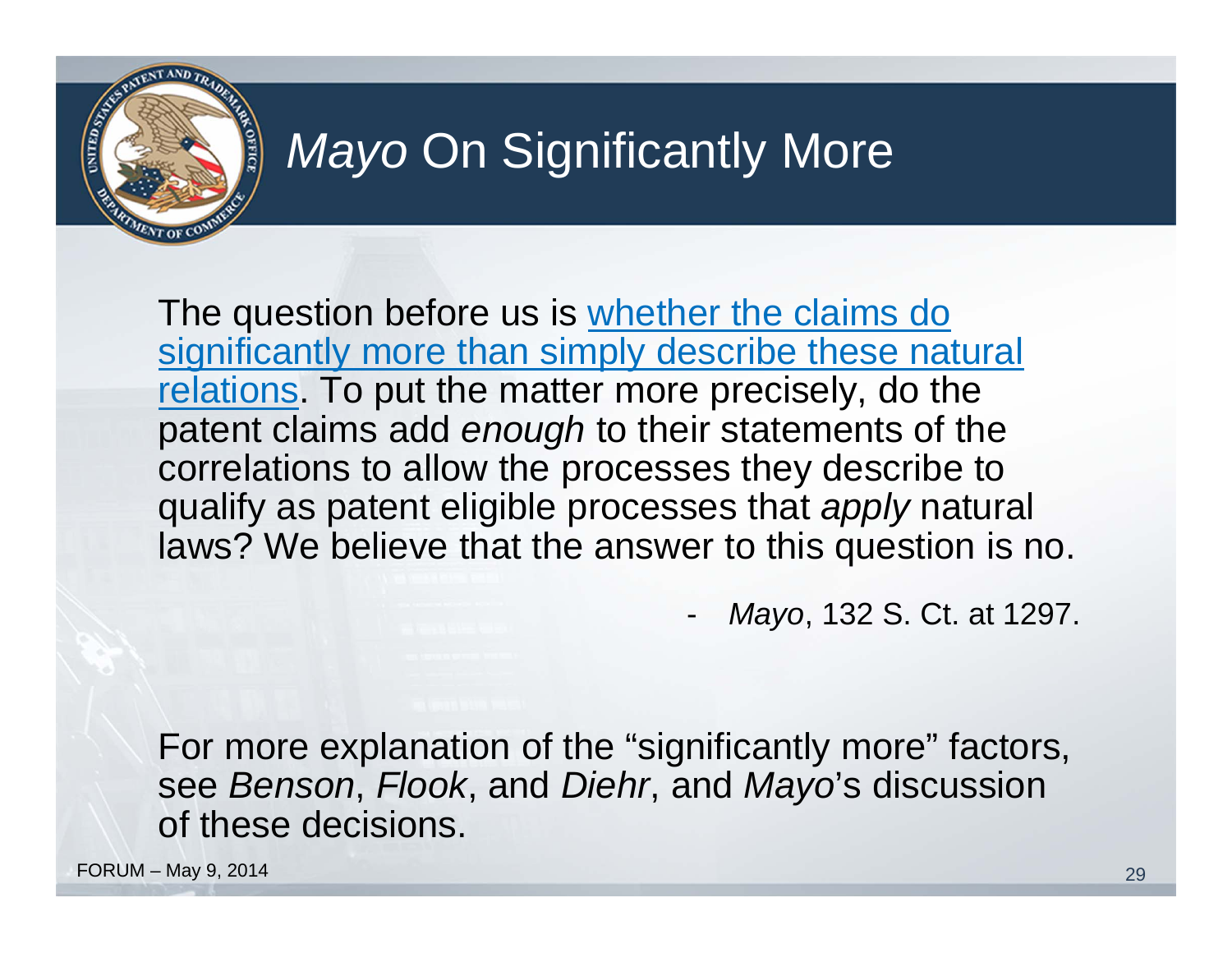# *Mayo* On Significantly More

The question before us is whether the claims do significantly more than simply describe these natural relations. To put the matter more precisely, do the patent claims add *enough* to their statements of the correlations to allow the processes they describe to qualify as patent eligible processes that *apply* natural laws? We believe that the answer to this question is no.

- *Mayo*, 132 S. Ct. at 1297.

For more explanation of the “significantly more” factors, see *Benson*, *Flook*, and *Diehr*, and *Mayo*’s discussion of these decisions.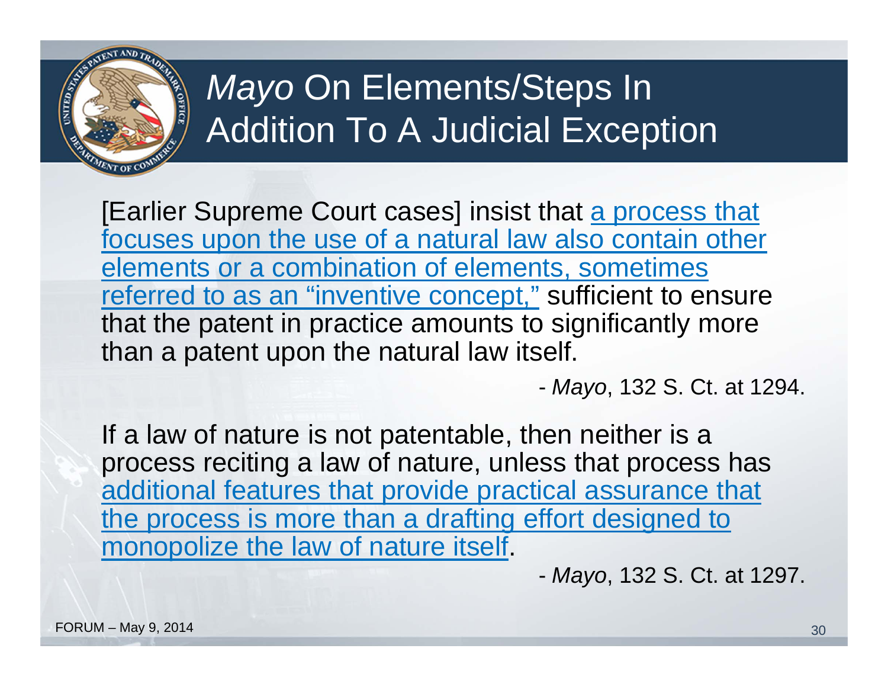# *Mayo* On Elements/Steps In Addition To A Judicial Exception

[Earlier Supreme Court cases] insist that a process that focuses upon the use of a natural law also contain other elements or a combination of elements, sometimes referred to as an "inventive concept," sufficient to ensure that the patent in practice amounts to significantly more than a patent upon the natural law itself.

- *Mayo*, 132 S. Ct. at 1294.

If a law of nature is not patentable, then neither is a process reciting a law of nature, unless that process has additional features that provide practical assurance that the process is more than a drafting effort designed to monopolize the law of nature itself.

- *Mayo*, 132 S. Ct. at 1297.

FORUM – May 9, 2014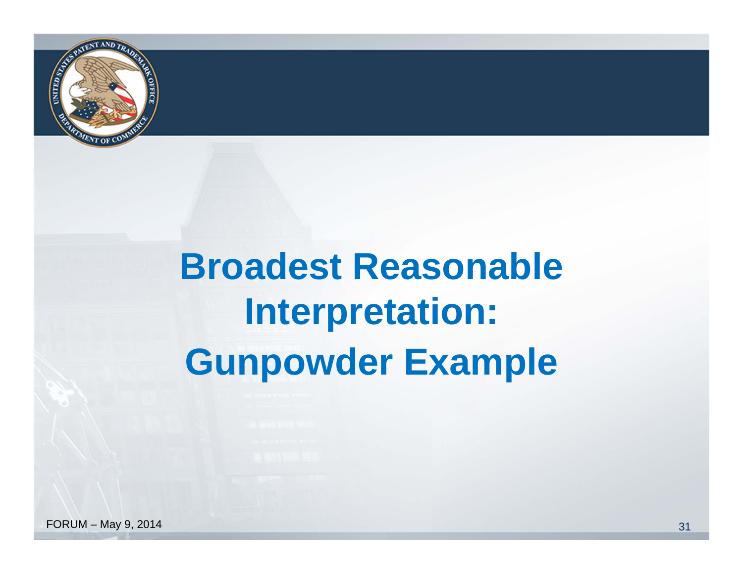# Broadest Reasonable Interpretation: Gunpowder Example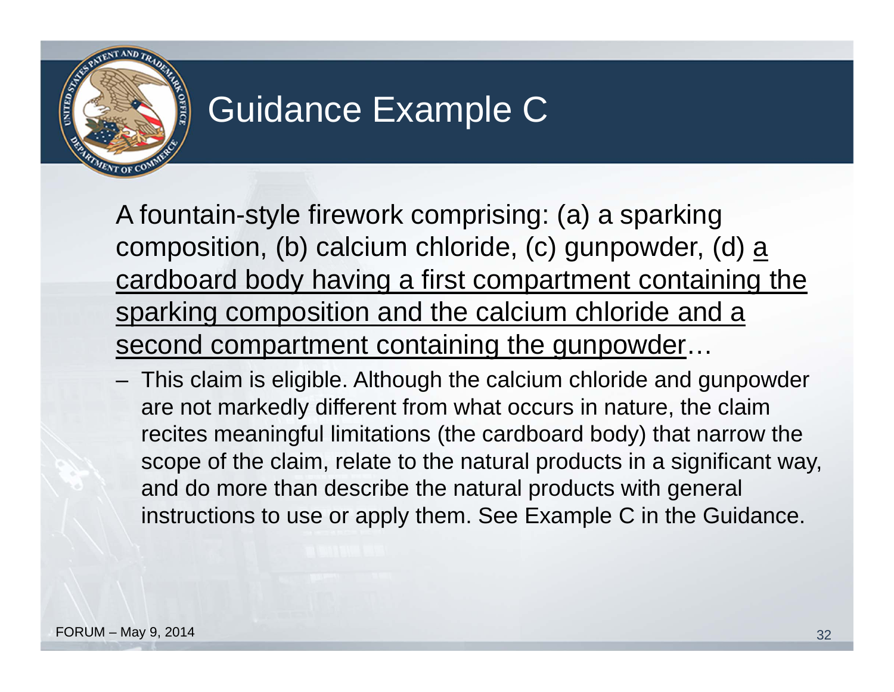# Guidance Example C

A fountain-style firework comprising: (a) a sparking composition, (b) calcium chloride, (c) gunpowder, (d) <u>a cardboard body having a first compartment containing the sparking composition and the calcium chloride and a second compartment containing the gunpowder</u>…

- This claim is eligible. Although the calcium chloride and gunpowder are not markedly different from what occurs in nature, the claim recites meaningful limitations (the cardboard body) that narrow the scope of the claim, relate to the natural products in a significant way, and do more than describe the natural products with general instructions to use or apply them. See Example C in the Guidance.

FORUM – May 9, 2014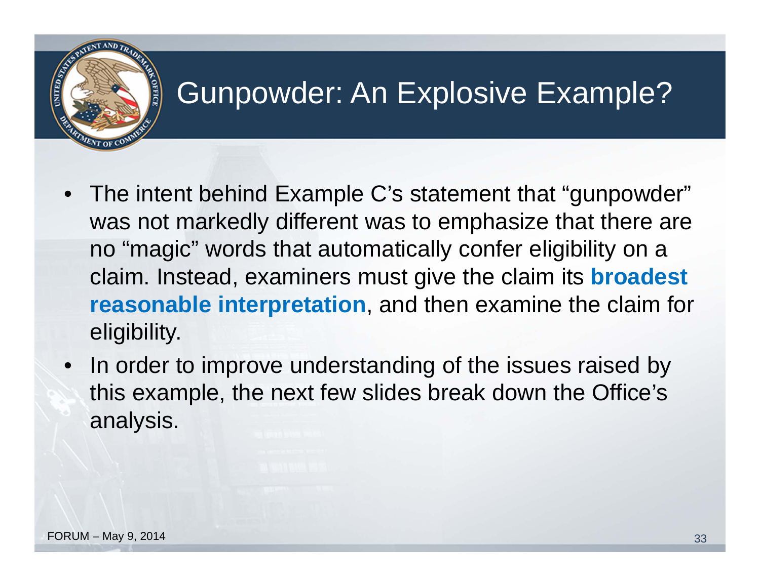# Gunpowder: An Explosive Example?

- The intent behind Example C's statement that "gunpowder" was not markedly different was to emphasize that there are no "magic" words that automatically confer eligibility on a claim. Instead, examiners must give the claim its **broadest reasonable interpretation**, and then examine the claim for eligibility.
- In order to improve understanding of the issues raised by this example, the next few slides break down the Office's analysis.

FORUM – May 9, 2014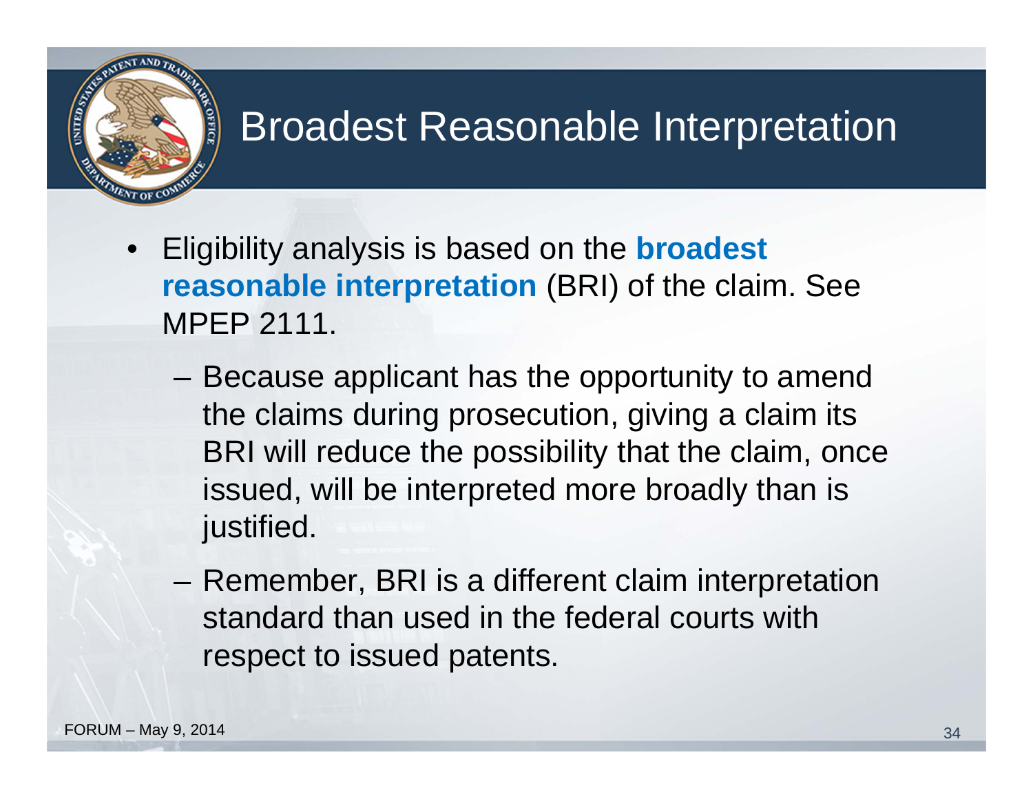# Broadest Reasonable Interpretation

- Eligibility analysis is based on the **broadest reasonable interpretation** (BRI) of the claim. See MPEP 2111.
  - Because applicant has the opportunity to amend the claims during prosecution, giving a claim its BRI will reduce the possibility that the claim, once issued, will be interpreted more broadly than is justified.
  - Remember, BRI is a different claim interpretation standard than used in the federal courts with respect to issued patents.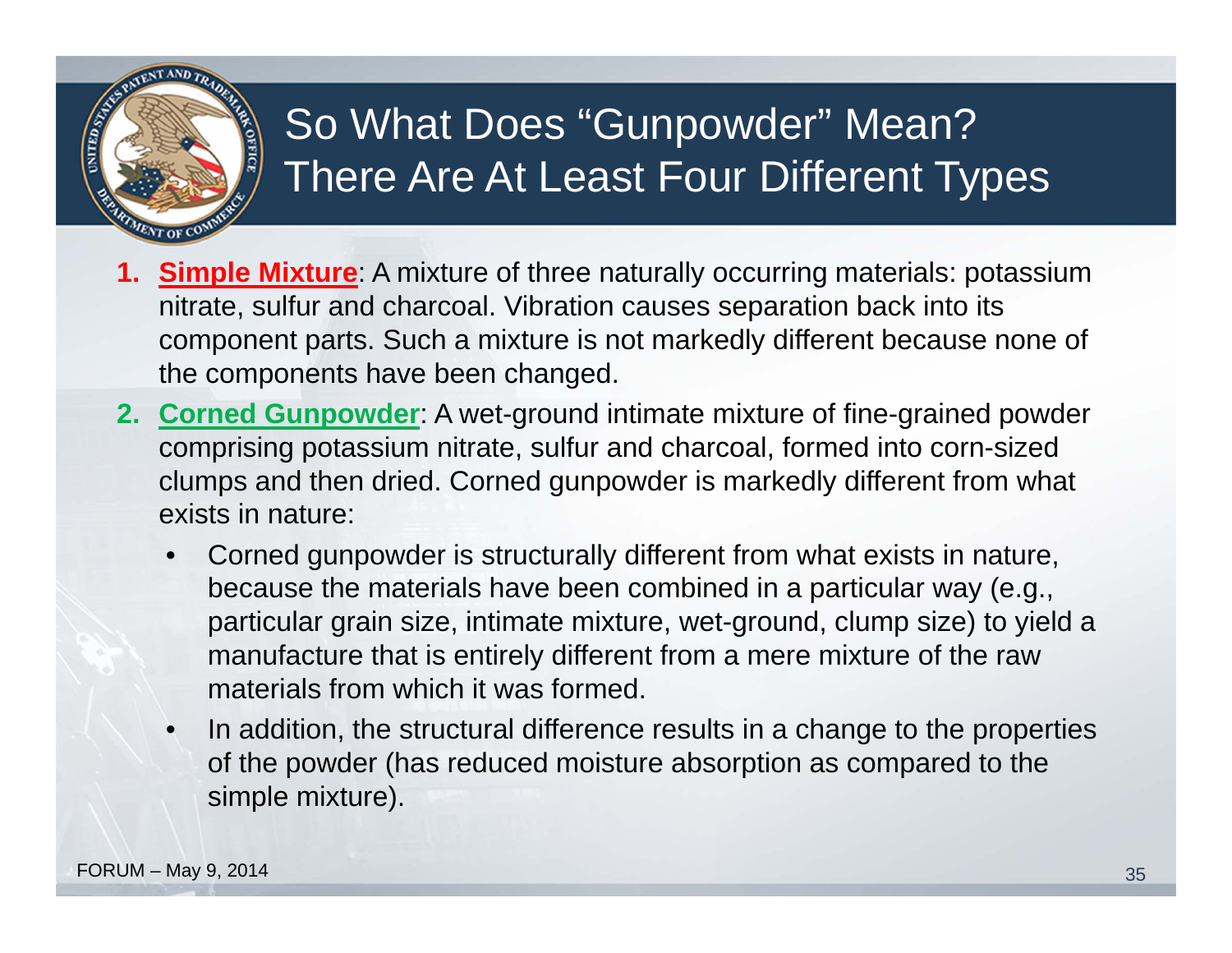# So What Does "Gunpowder" Mean? There Are At Least Four Different Types

1. **Simple Mixture**: A mixture of three naturally occurring materials: potassium nitrate, sulfur and charcoal. Vibration causes separation back into its component parts. Such a mixture is not markedly different because none of the components have been changed.
2. **Corned Gunpowder**: A wet-ground intimate mixture of fine-grained powder comprising potassium nitrate, sulfur and charcoal, formed into corn-sized clumps and then dried. Corned gunpowder is markedly different from what exists in nature:
   - Corned gunpowder is structurally different from what exists in nature, because the materials have been combined in a particular way (e.g., particular grain size, intimate mixture, wet-ground, clump size) to yield a manufacture that is entirely different from a mere mixture of the raw materials from which it was formed.
   - In addition, the structural difference results in a change to the properties of the powder (has reduced moisture absorption as compared to the simple mixture).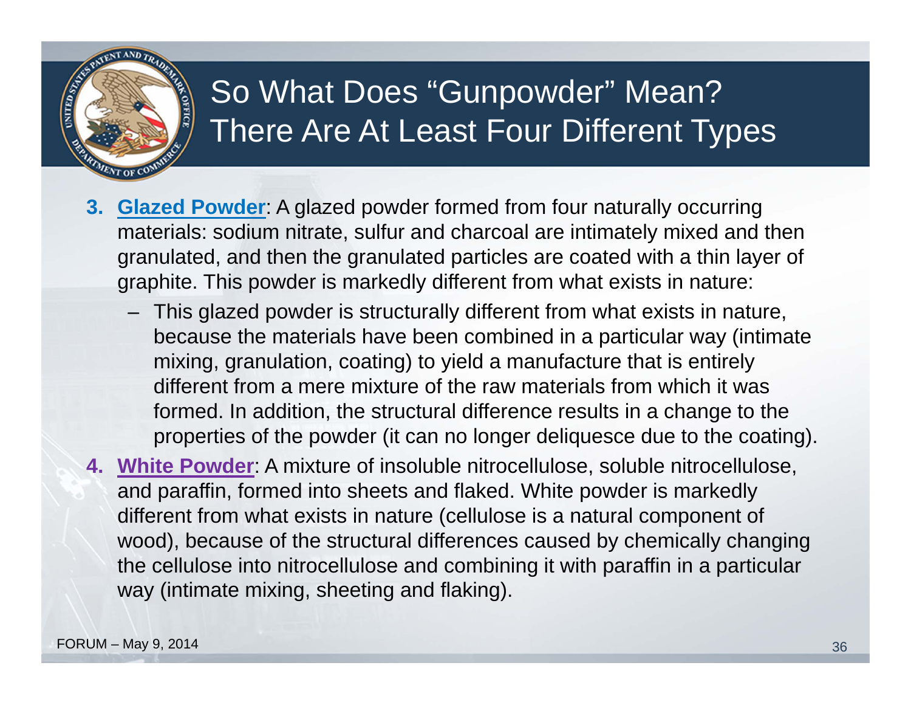# So What Does "Gunpowder" Mean? There Are At Least Four Different Types

3. **Glazed Powder**: A glazed powder formed from four naturally occurring materials: sodium nitrate, sulfur and charcoal are intimately mixed and then granulated, and then the granulated particles are coated with a thin layer of graphite. This powder is markedly different from what exists in nature:
   - This glazed powder is structurally different from what exists in nature, because the materials have been combined in a particular way (intimate mixing, granulation, coating) to yield a manufacture that is entirely different from a mere mixture of the raw materials from which it was formed. In addition, the structural difference results in a change to the properties of the powder (it can no longer deliquesce due to the coating).
4. **White Powder**: A mixture of insoluble nitrocellulose, soluble nitrocellulose, and paraffin, formed into sheets and flaked. White powder is markedly different from what exists in nature (cellulose is a natural component of wood), because of the structural differences caused by chemically changing the cellulose into nitrocellulose and combining it with paraffin in a particular way (intimate mixing, sheeting and flaking).

FORUM – May 9, 2014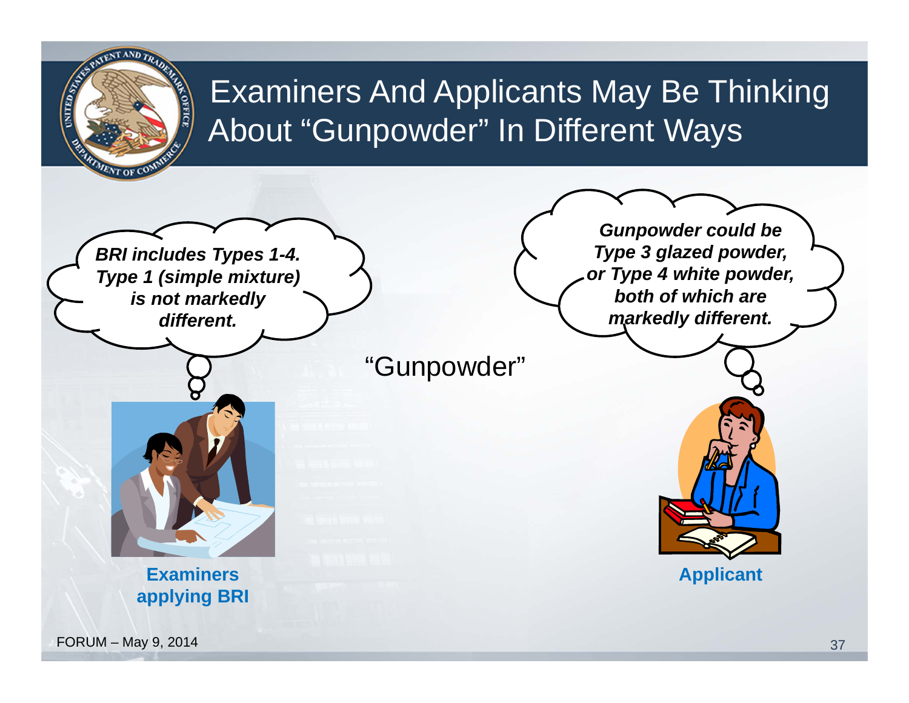# Examiners And Applicants May Be Thinking About "Gunpowder" In Different Ways

***BRI includes Types 1-4. Type 1 (simple mixture) is not markedly different.***

"Gunpowder"

***Gunpowder could be Type 3 glazed powder, or Type 4 white powder, both of which are markedly different.***

**Examiners applying BRI**

**Applicant**

FORUM – May 9, 2014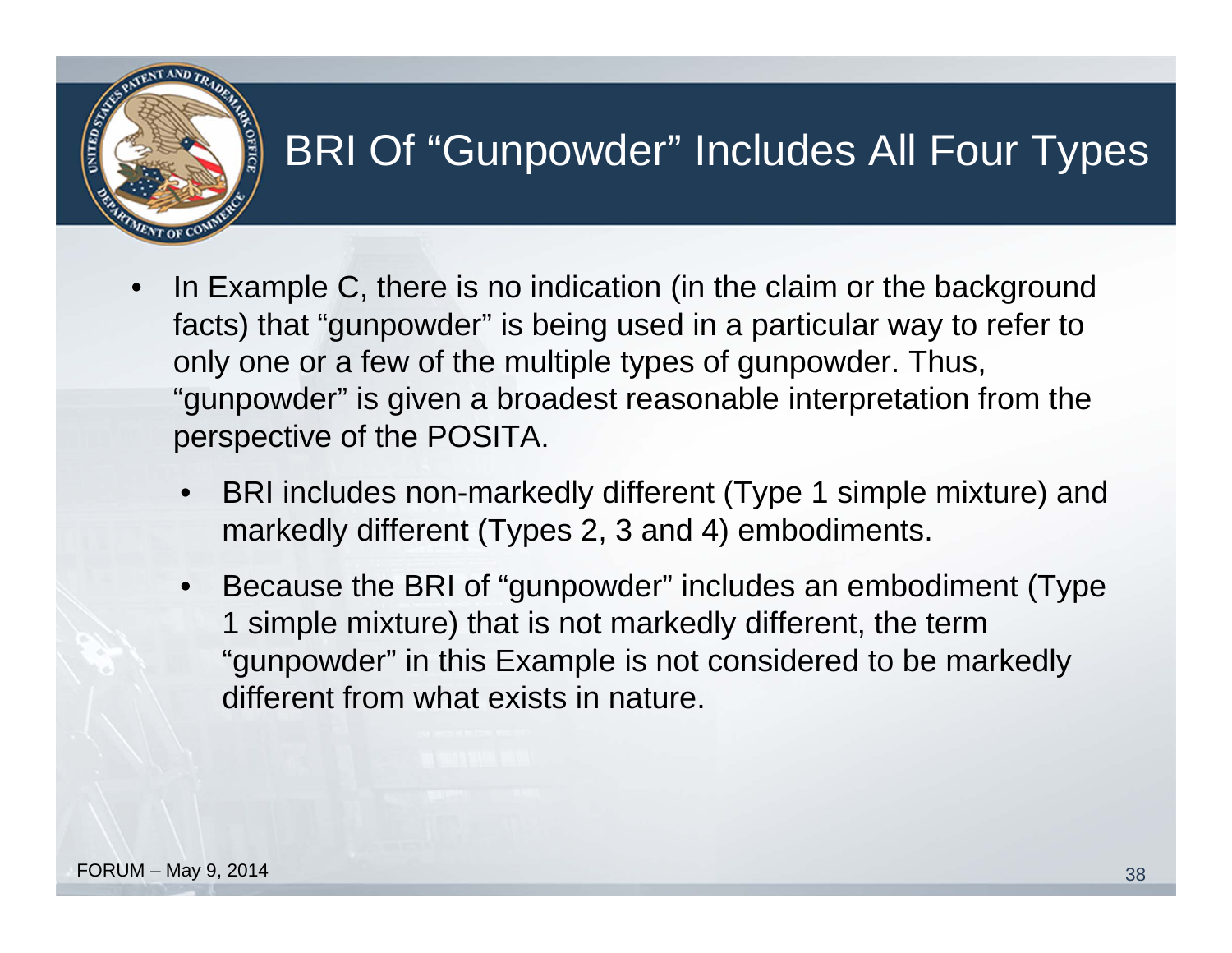# BRI Of "Gunpowder" Includes All Four Types

- In Example C, there is no indication (in the claim or the background facts) that "gunpowder" is being used in a particular way to refer to only one or a few of the multiple types of gunpowder. Thus, "gunpowder" is given a broadest reasonable interpretation from the perspective of the POSITA.
  - BRI includes non-markedly different (Type 1 simple mixture) and markedly different (Types 2, 3 and 4) embodiments.
  - Because the BRI of "gunpowder" includes an embodiment (Type 1 simple mixture) that is not markedly different, the term "gunpowder" in this Example is not considered to be markedly different from what exists in nature.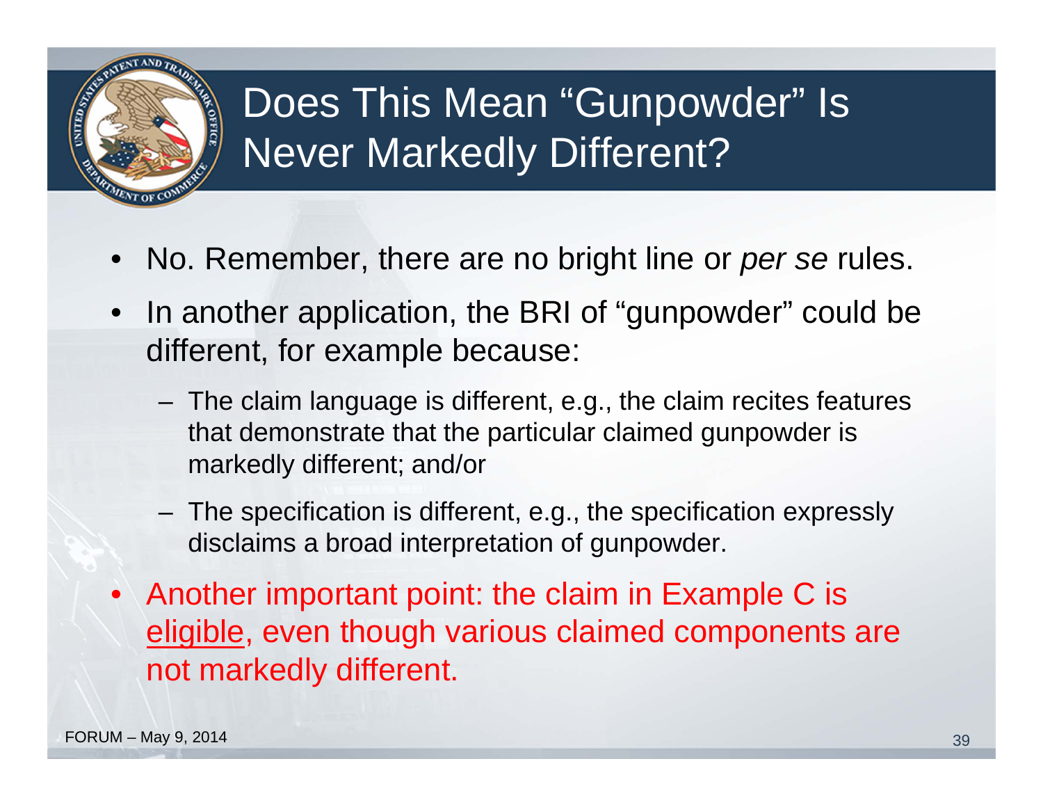# Does This Mean "Gunpowder" Is Never Markedly Different?

- No. Remember, there are no bright line or *per se* rules.
- In another application, the BRI of "gunpowder" could be different, for example because:
  - The claim language is different, e.g., the claim recites features that demonstrate that the particular claimed gunpowder is markedly different; and/or
  - The specification is different, e.g., the specification expressly disclaims a broad interpretation of gunpowder.
- Another important point: the claim in Example C is <u>eligible</u>, even though various claimed components are not markedly different.

FORUM – May 9, 2014